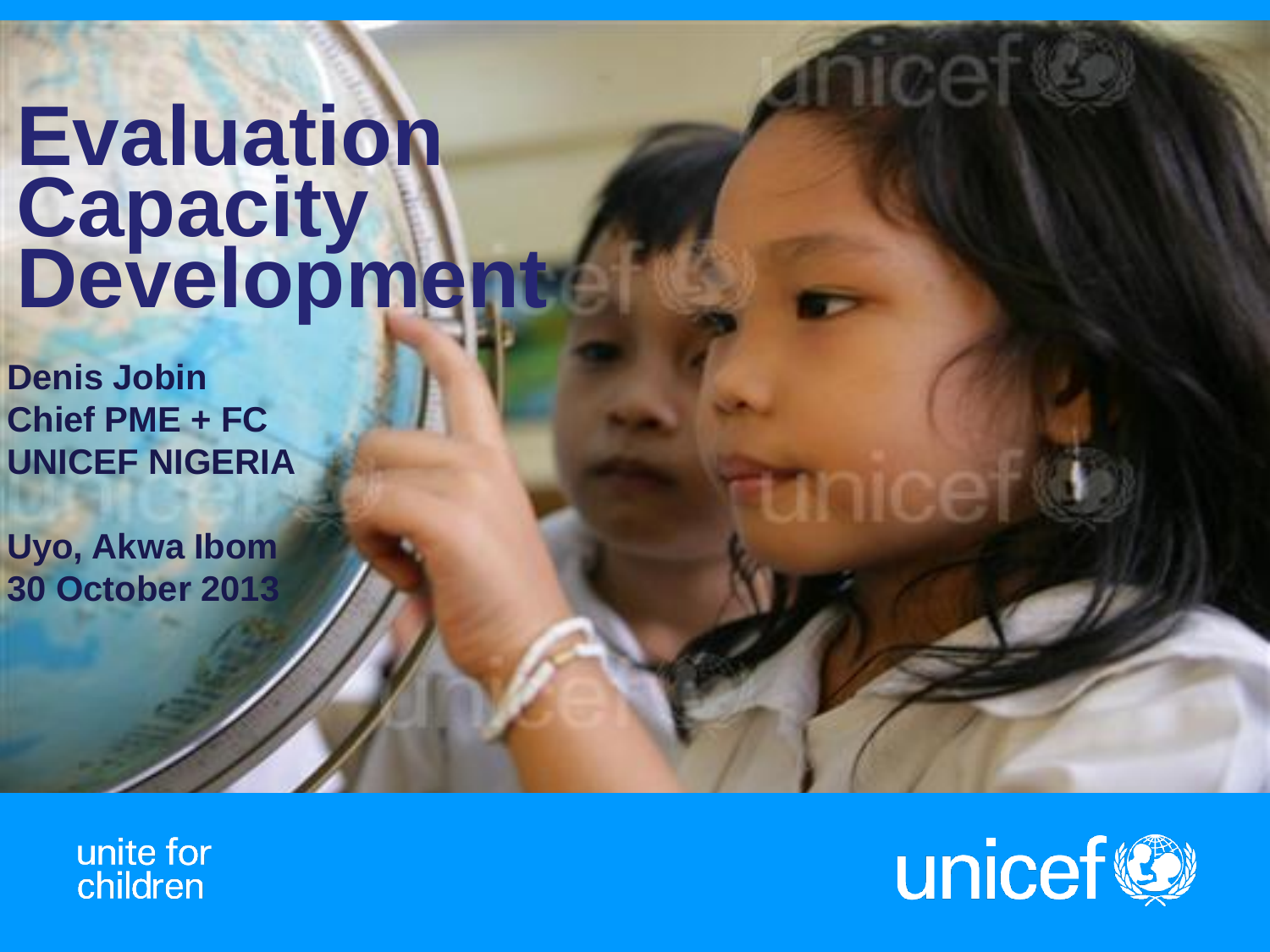# Evaluation Capacity Development

**Denis Jobin**
**Chief PME + FC**
**UNICEF NIGERIA**

**Uyo, Akwa Ibom**
**30 October 2013**

unite for children

unicef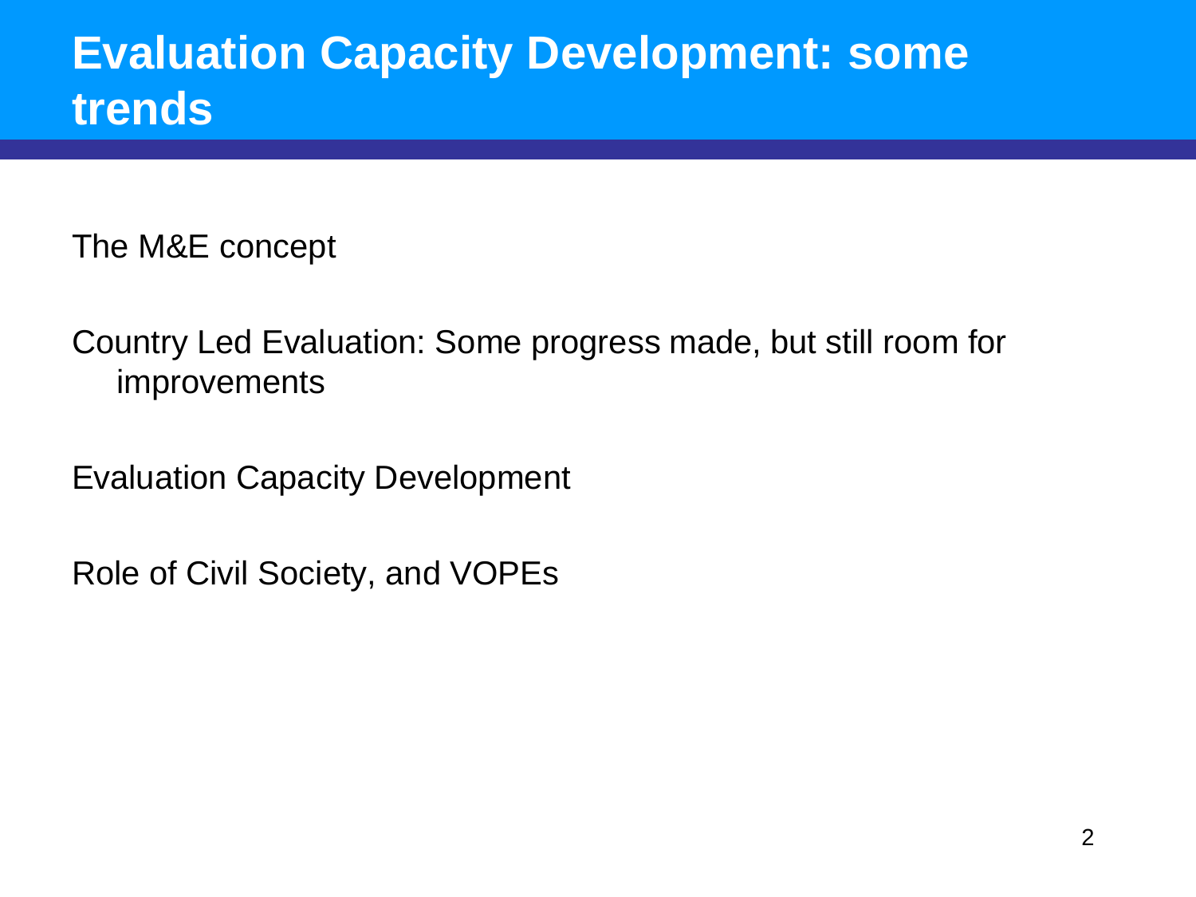# Evaluation Capacity Development: some trends

The M&E concept

Country Led Evaluation: Some progress made, but still room for improvements

Evaluation Capacity Development

Role of Civil Society, and VOPEs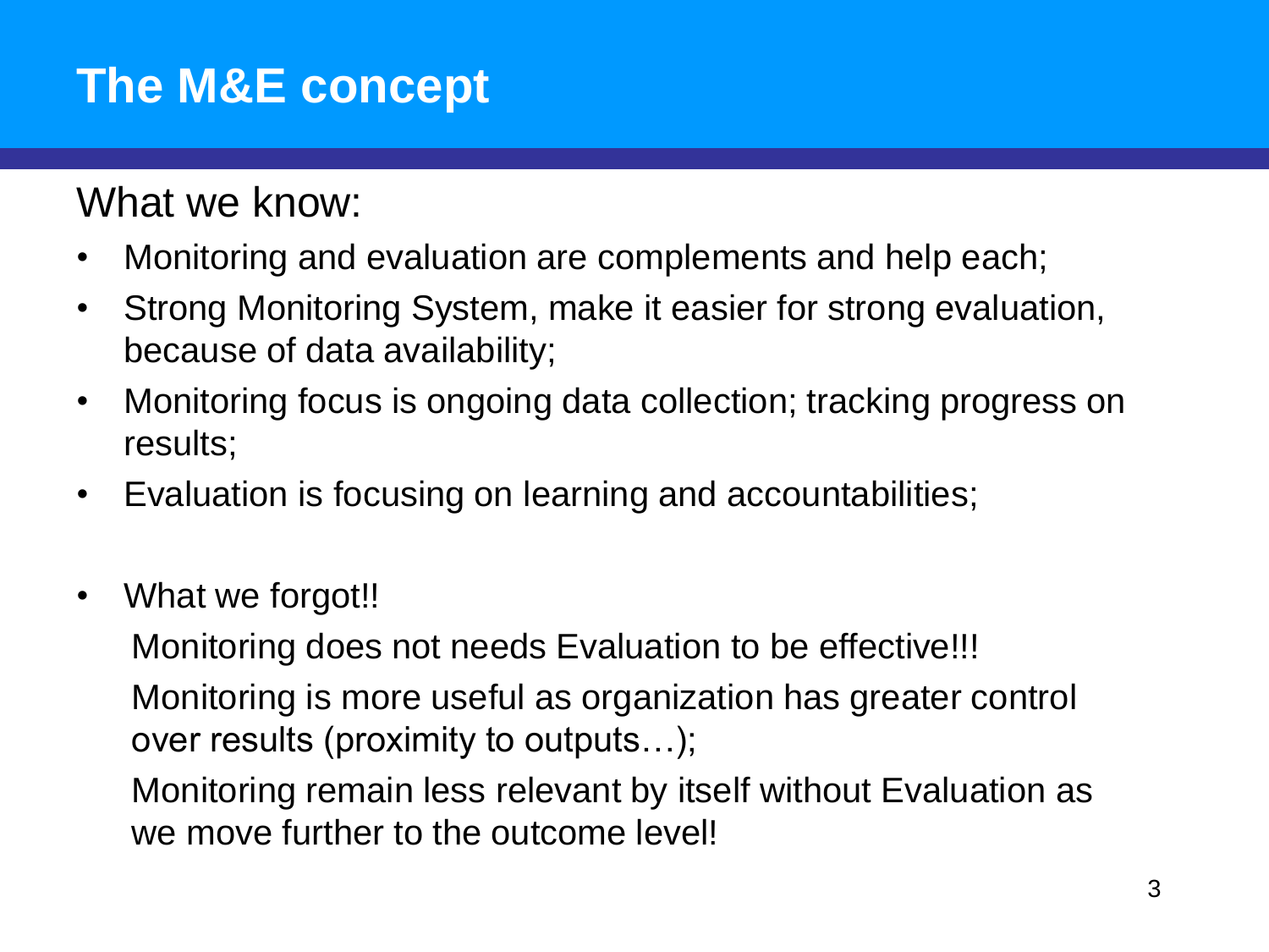# The M&E concept

What we know:

- Monitoring and evaluation are complements and help each;
- Strong Monitoring System, make it easier for strong evaluation, because of data availability;
- Monitoring focus is ongoing data collection; tracking progress on results;
- Evaluation is focusing on learning and accountabilities;

- What we forgot!!

  Monitoring does not needs Evaluation to be effective!!!

  Monitoring is more useful as organization has greater control over results (proximity to outputs…);

  Monitoring remain less relevant by itself without Evaluation as we move further to the outcome level!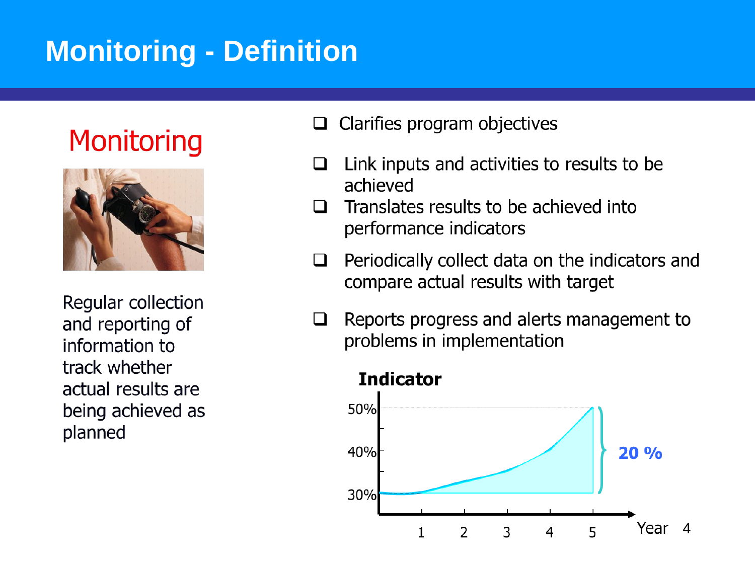# Monitoring - Definition

## Monitoring

Regular collection and reporting of information to track whether actual results are being achieved as planned

- Clarifies program objectives
- Link inputs and activities to results to be achieved
- Translates results to be achieved into performance indicators
- Periodically collect data on the indicators and compare actual results with target
- Reports progress and alerts management to problems in implementation

**Indicator**

50%

40%

30%

**20 %**

1 2 3 4 5 Year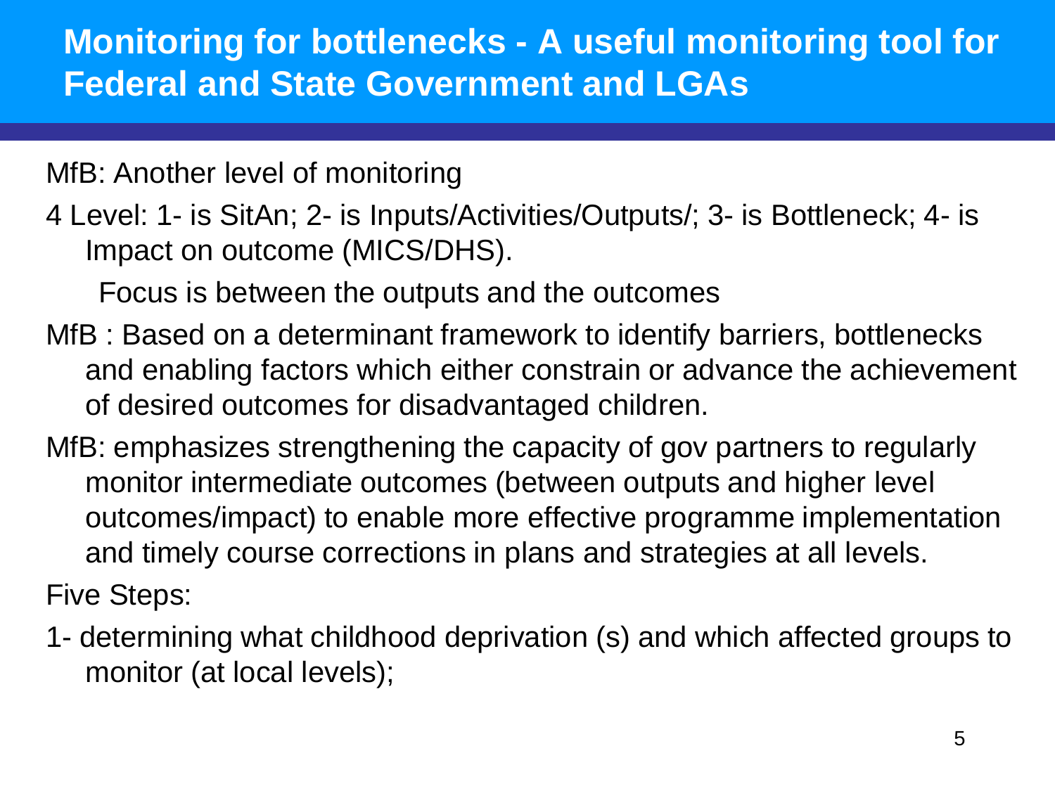# Monitoring for bottlenecks - A useful monitoring tool for Federal and State Government and LGAs

MfB: Another level of monitoring

4 Level: 1- is SitAn; 2- is Inputs/Activities/Outputs/; 3- is Bottleneck; 4- is Impact on outcome (MICS/DHS).

Focus is between the outputs and the outcomes

MfB : Based on a determinant framework to identify barriers, bottlenecks and enabling factors which either constrain or advance the achievement of desired outcomes for disadvantaged children.

MfB: emphasizes strengthening the capacity of gov partners to regularly monitor intermediate outcomes (between outputs and higher level outcomes/impact) to enable more effective programme implementation and timely course corrections in plans and strategies at all levels.

Five Steps:

1- determining what childhood deprivation (s) and which affected groups to monitor (at local levels);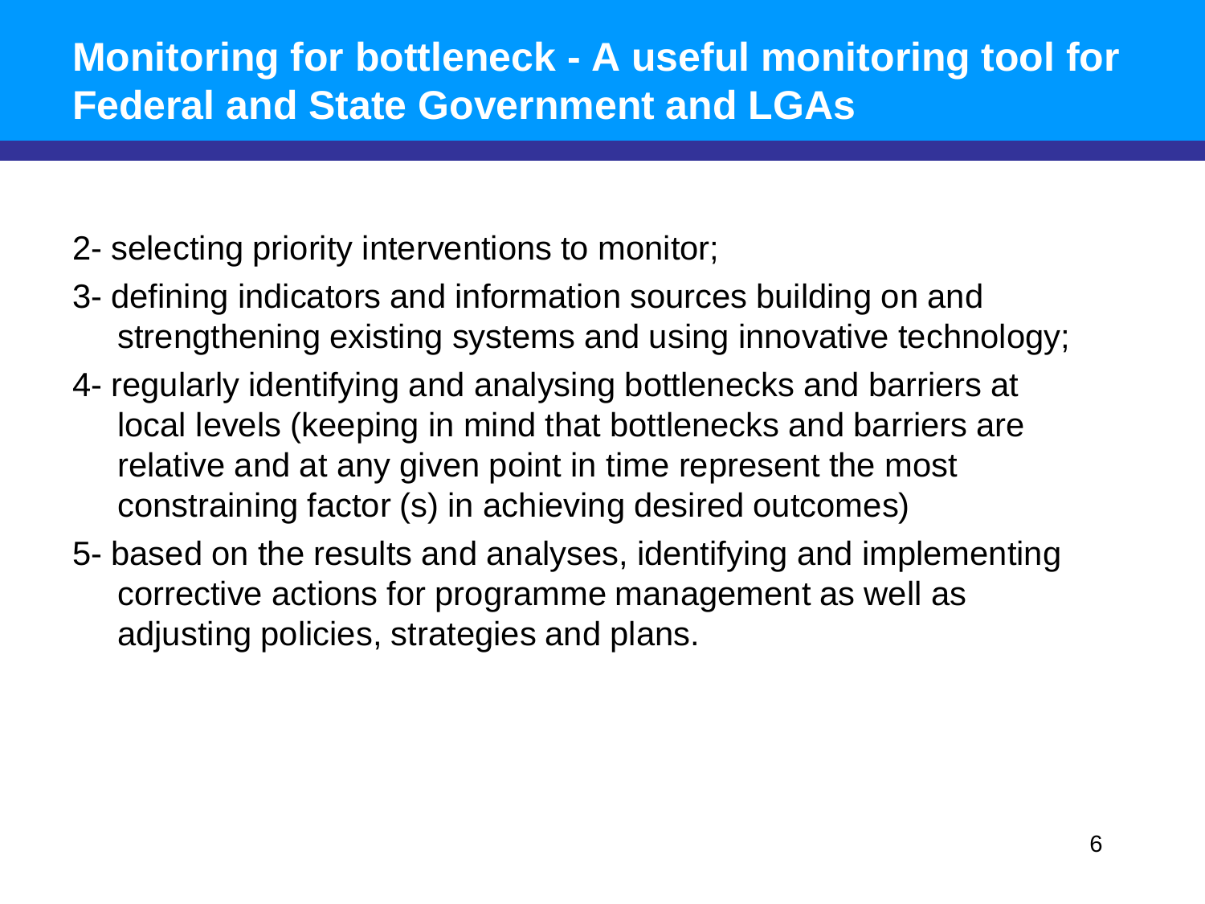# Monitoring for bottleneck - A useful monitoring tool for Federal and State Government and LGAs

2- selecting priority interventions to monitor;

3- defining indicators and information sources building on and strengthening existing systems and using innovative technology;

4- regularly identifying and analysing bottlenecks and barriers at local levels (keeping in mind that bottlenecks and barriers are relative and at any given point in time represent the most constraining factor (s) in achieving desired outcomes)

5- based on the results and analyses, identifying and implementing corrective actions for programme management as well as adjusting policies, strategies and plans.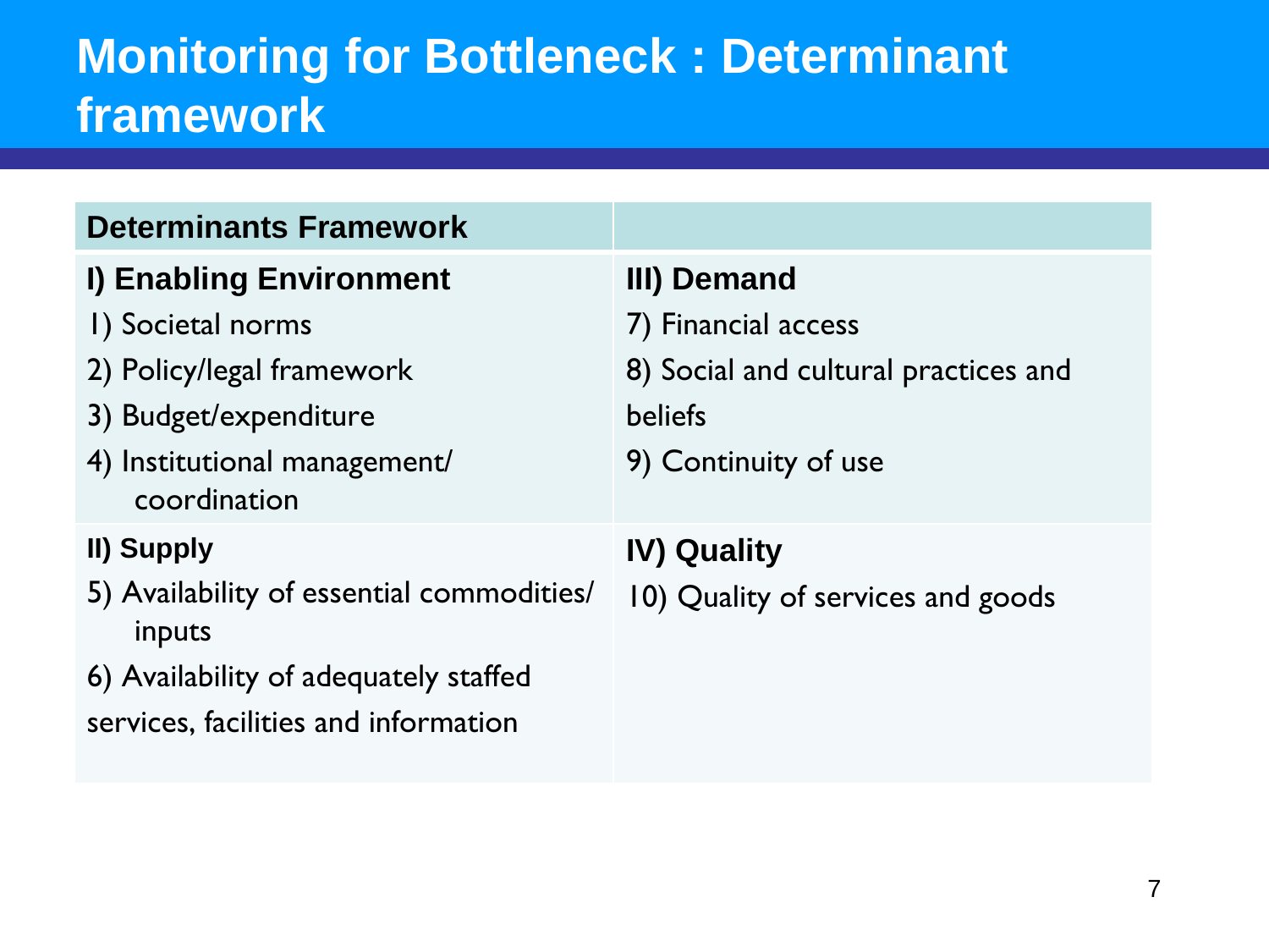# Monitoring for Bottleneck : Determinant framework

| **Determinants Framework** | |
|---|---|
| **I) Enabling Environment**<br>1) Societal norms<br>2) Policy/legal framework<br>3) Budget/expenditure<br>4) Institutional management/ coordination | **III) Demand**<br>7) Financial access<br>8) Social and cultural practices and beliefs<br>9) Continuity of use |
| **II) Supply**<br>5) Availability of essential commodities/ inputs<br>6) Availability of adequately staffed services, facilities and information | **IV) Quality**<br>10) Quality of services and goods |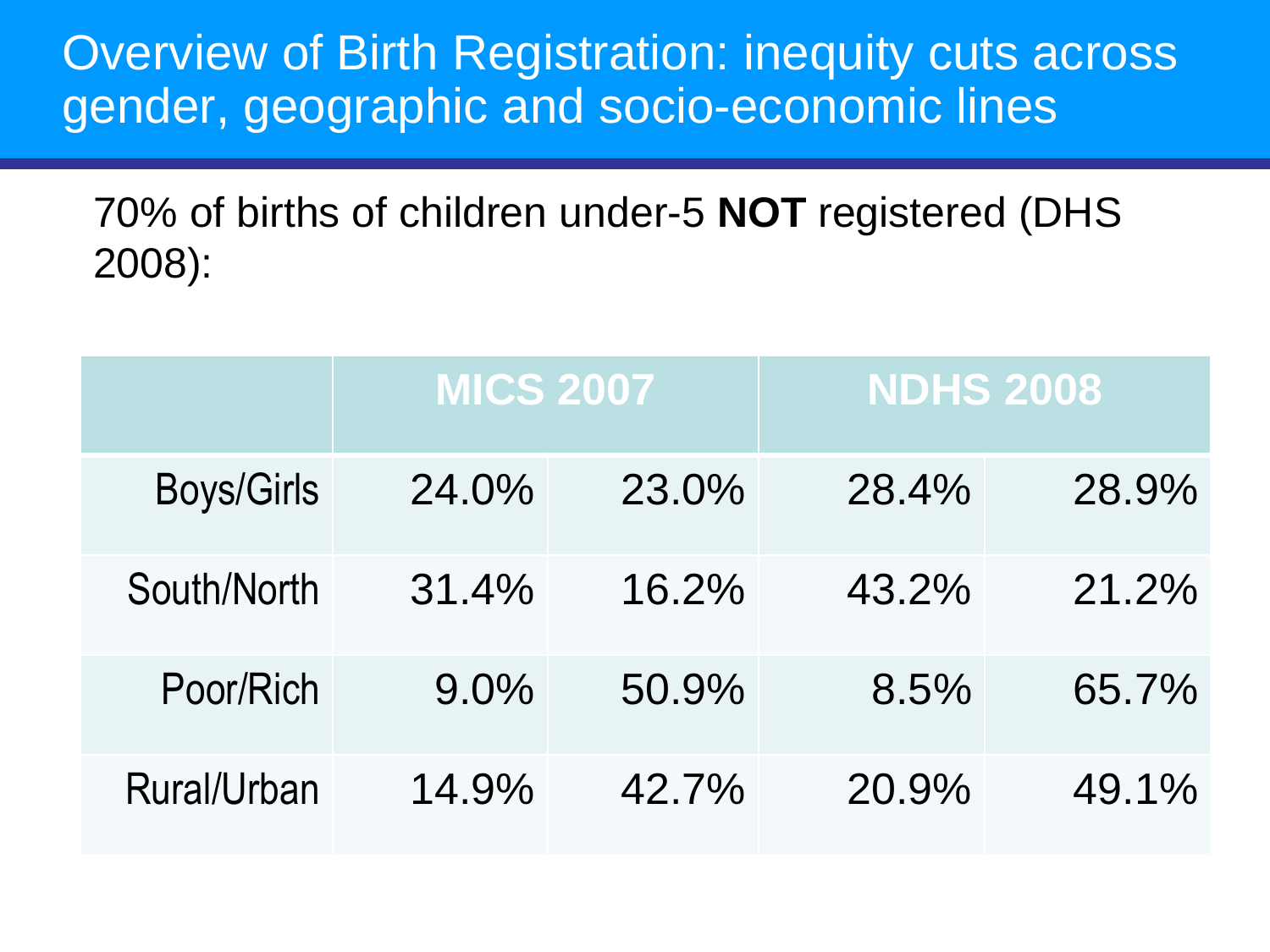# Overview of Birth Registration: inequity cuts across gender, geographic and socio-economic lines

70% of births of children under-5 **NOT** registered (DHS 2008):

| | MICS 2007 | | NDHS 2008 | |
|---|---|---|---|---|
| Boys/Girls | 24.0% | 23.0% | 28.4% | 28.9% |
| South/North | 31.4% | 16.2% | 43.2% | 21.2% |
| Poor/Rich | 9.0% | 50.9% | 8.5% | 65.7% |
| Rural/Urban | 14.9% | 42.7% | 20.9% | 49.1% |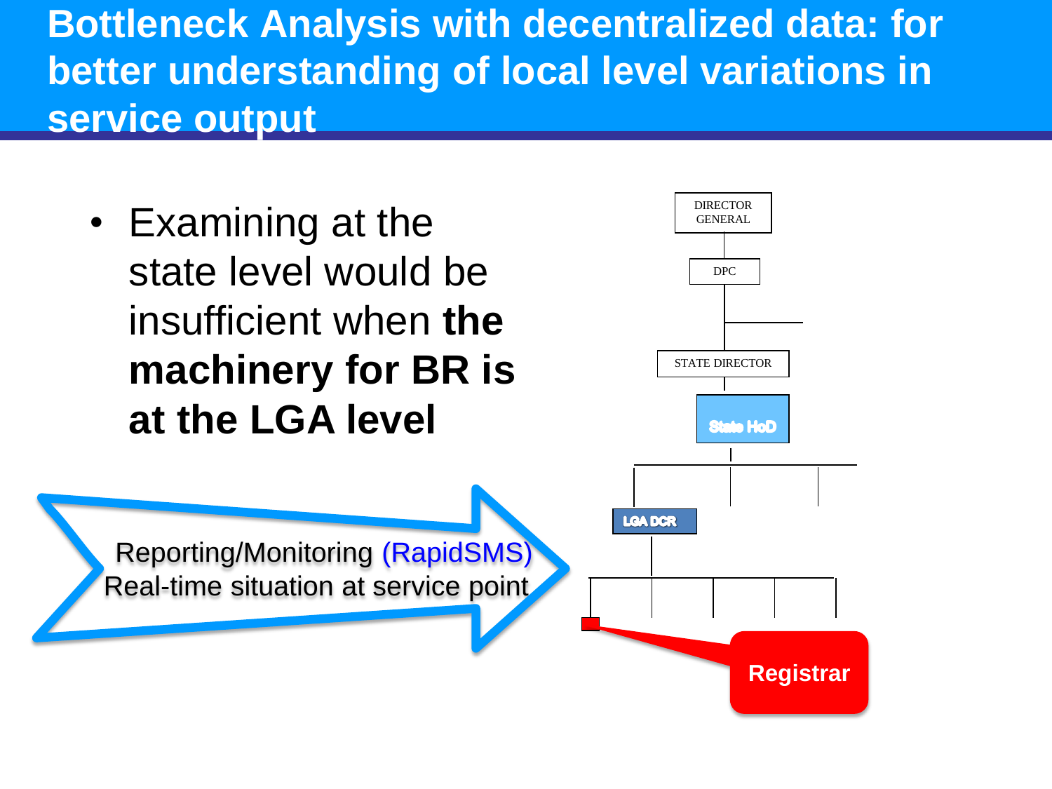# Bottleneck Analysis with decentralized data: for better understanding of local level variations in service output

- Examining at the state level would be insufficient when **the machinery for BR is at the LGA level**

Reporting/Monitoring (RapidSMS)
Real-time situation at service point

DIRECTOR GENERAL

DPC

STATE DIRECTOR

State HoD

LGA DCR

Registrar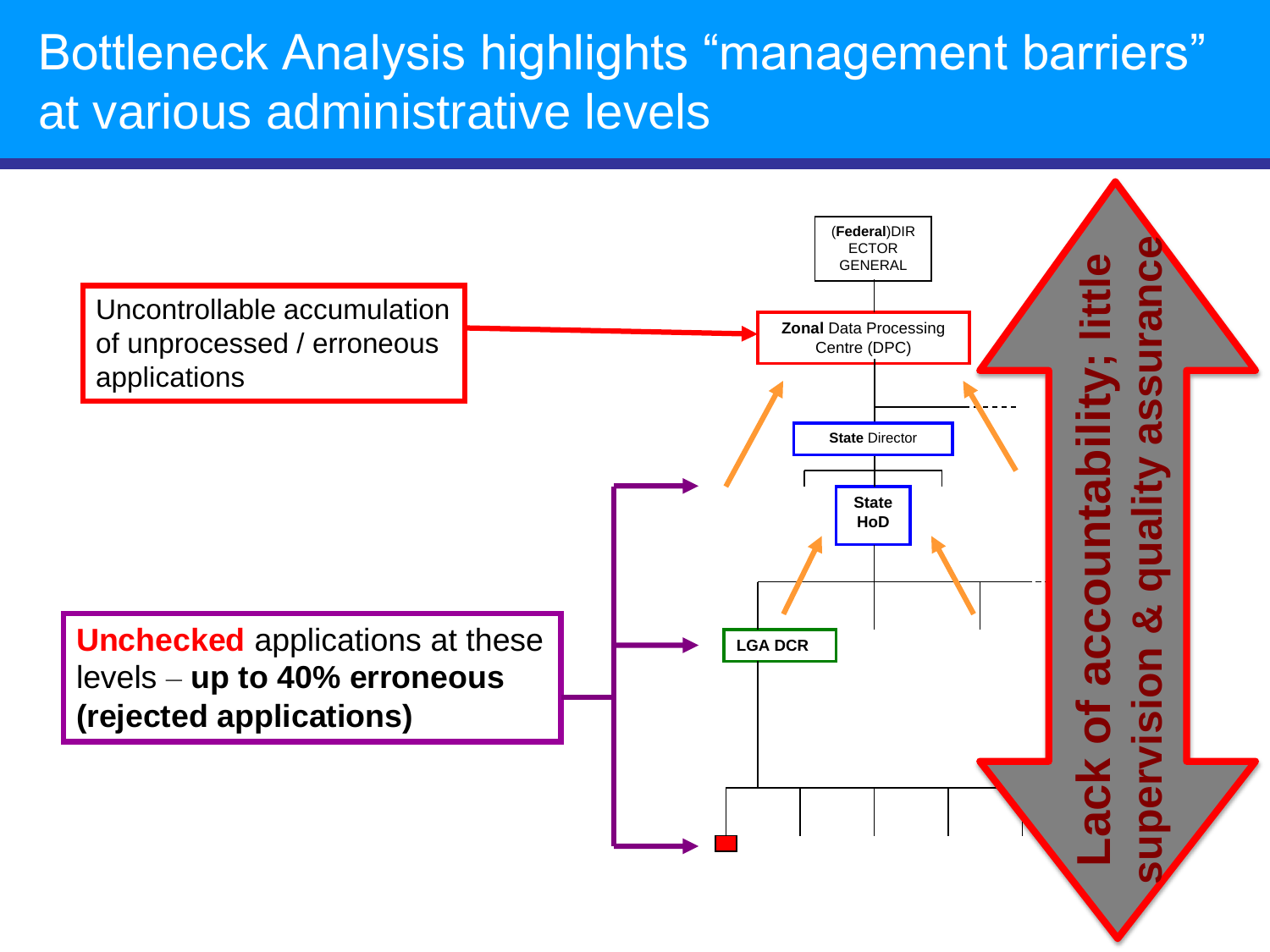# Bottleneck Analysis highlights "management barriers" at various administrative levels

Uncontrollable accumulation of unprocessed / erroneous applications

**Unchecked** applications at these levels – **up to 40% erroneous (rejected applications)**

(**Federal**)DIRECTOR GENERAL

**Zonal** Data Processing Centre (DPC)

**State** Director

**State HoD**

**LGA DCR**

**Lack of accountability; little supervision & quality assurance**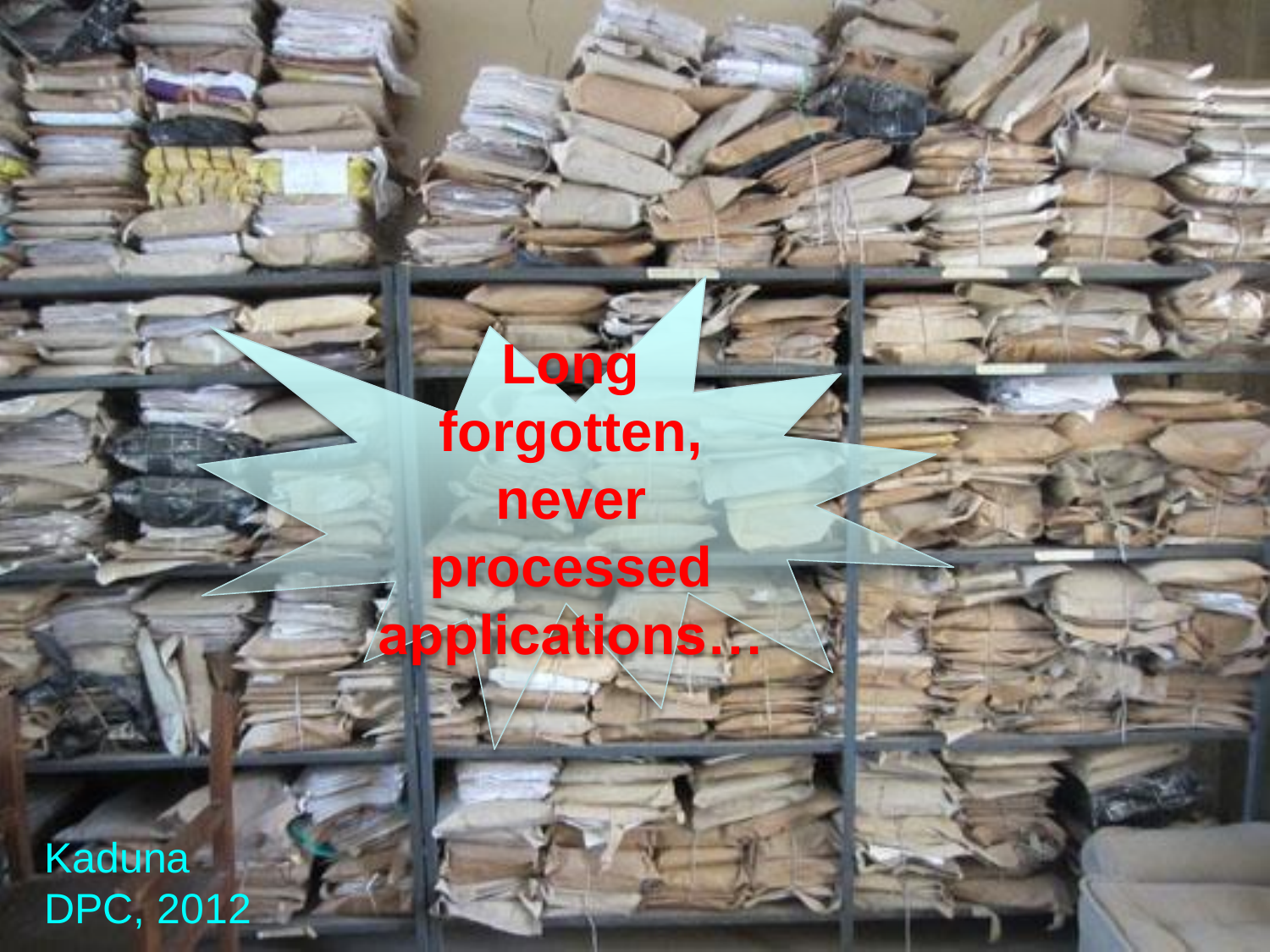Long forgotten, never processed applications…

Kaduna DPC, 2012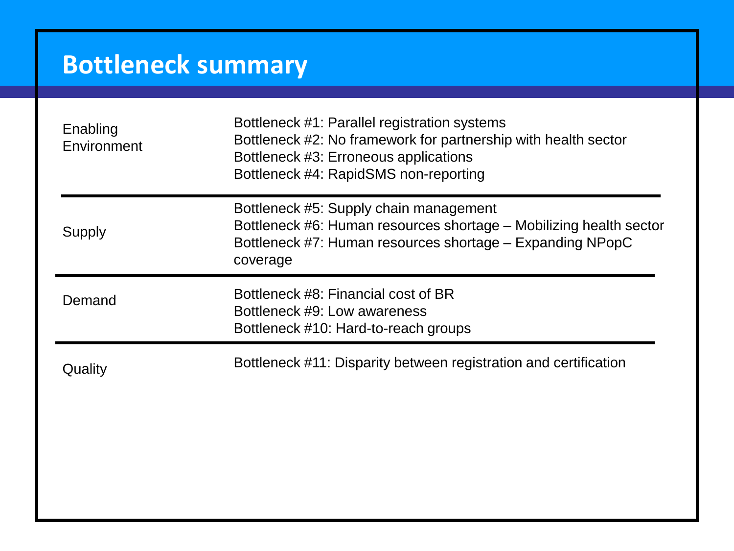# Bottleneck summary

| | |
|---|---|
| Enabling Environment | Bottleneck #1: Parallel registration systems<br>Bottleneck #2: No framework for partnership with health sector<br>Bottleneck #3: Erroneous applications<br>Bottleneck #4: RapidSMS non-reporting |
| Supply | Bottleneck #5: Supply chain management<br>Bottleneck #6: Human resources shortage – Mobilizing health sector<br>Bottleneck #7: Human resources shortage – Expanding NPopC coverage |
| Demand | Bottleneck #8: Financial cost of BR<br>Bottleneck #9: Low awareness<br>Bottleneck #10: Hard-to-reach groups |
| Quality | Bottleneck #11: Disparity between registration and certification |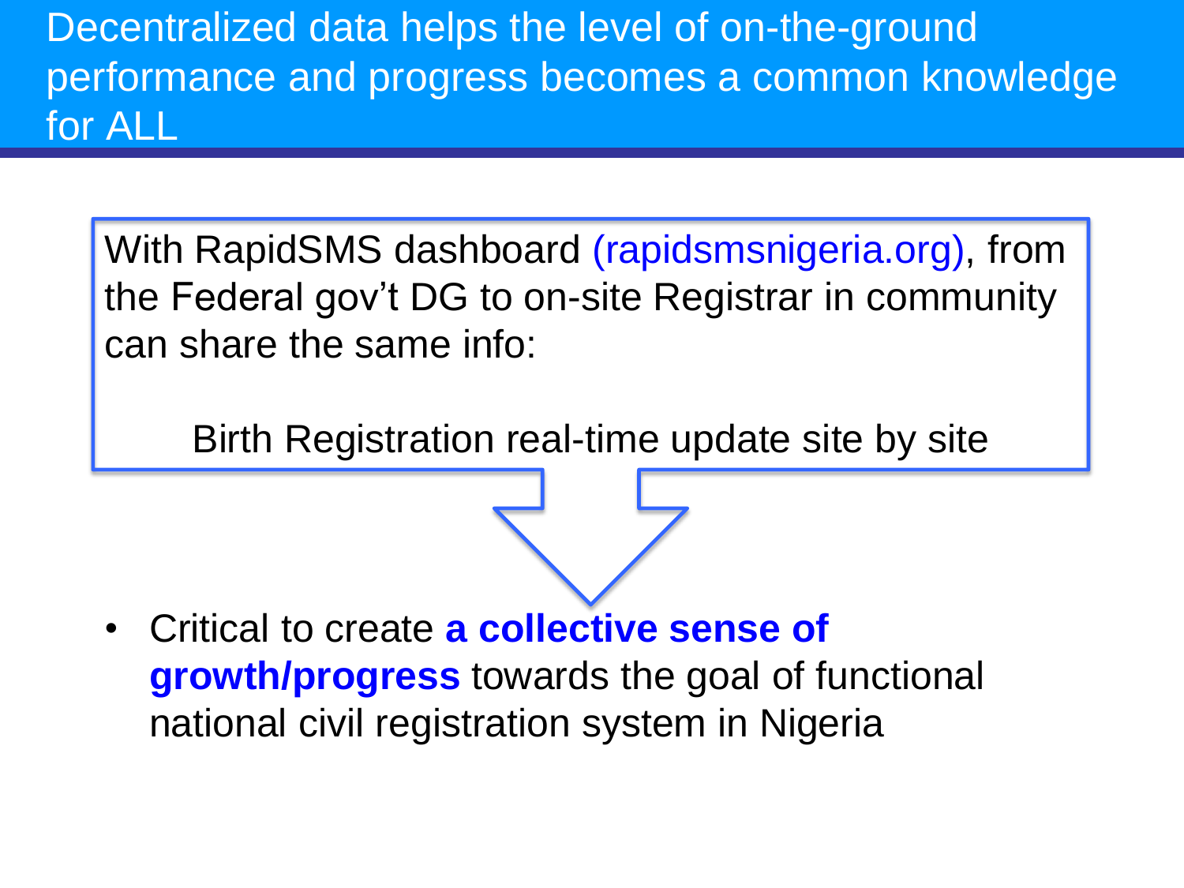# Decentralized data helps the level of on-the-ground performance and progress becomes a common knowledge for ALL

With RapidSMS dashboard (rapidsmsnigeria.org), from the Federal gov't DG to on-site Registrar in community can share the same info:

Birth Registration real-time update site by site

- Critical to create **a collective sense of growth/progress** towards the goal of functional national civil registration system in Nigeria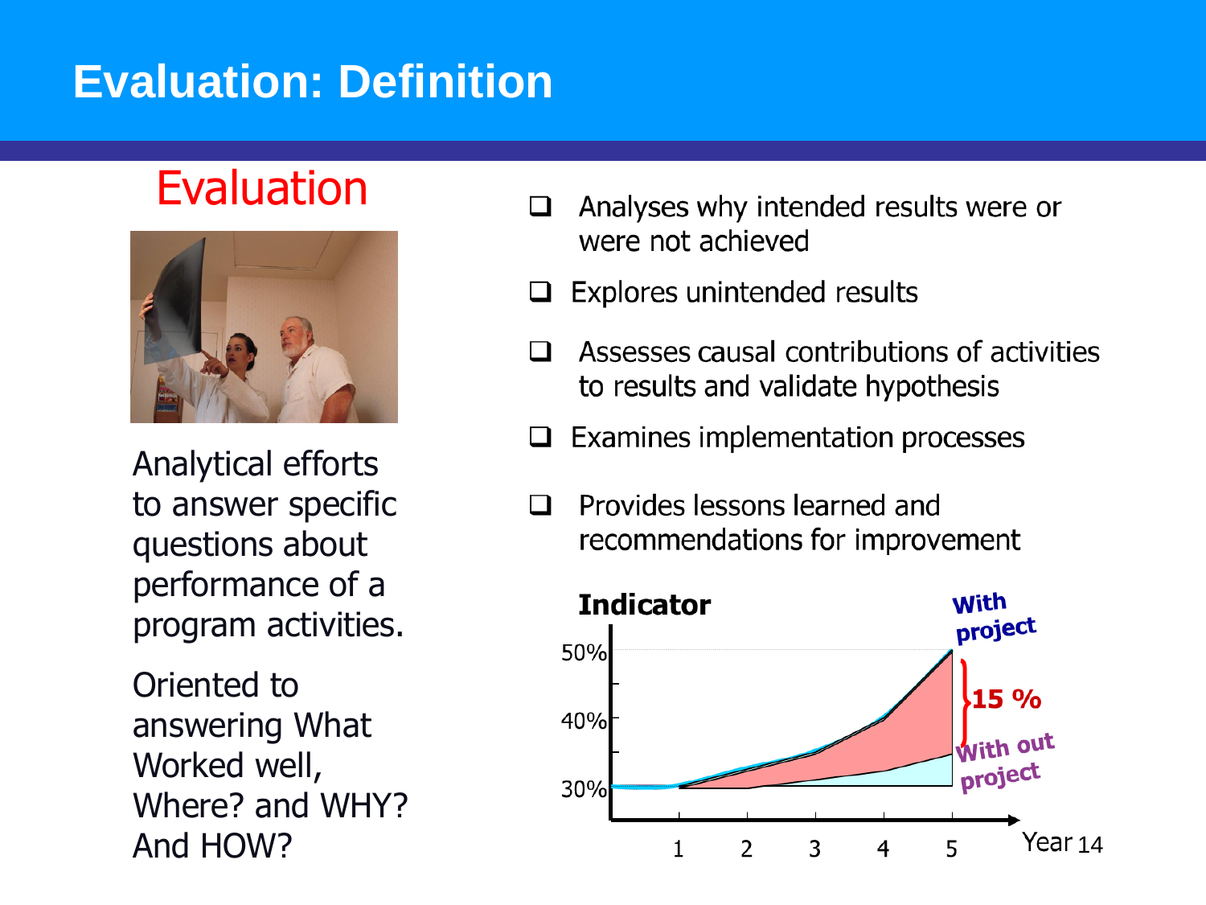# Evaluation: Definition

## Evaluation

Analytical efforts to answer specific questions about performance of a program activities.

Oriented to answering What Worked well, Where? and WHY? And HOW?

- Analyses why intended results were or were not achieved
- Explores unintended results
- Assesses causal contributions of activities to results and validate hypothesis
- Examines implementation processes
- Provides lessons learned and recommendations for improvement

**Indicator**

50%

40%

30%

**With project**

**15 %**

**With out project**

1 2 3 4 5 Year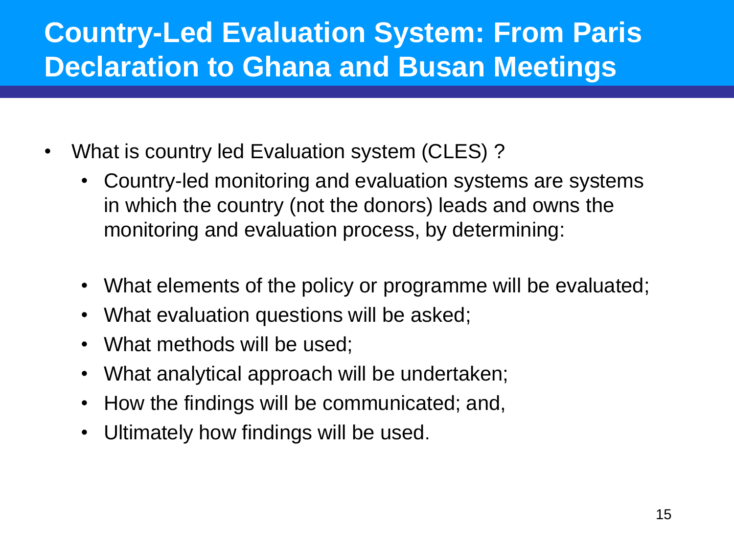# Country-Led Evaluation System: From Paris Declaration to Ghana and Busan Meetings

- What is country led Evaluation system (CLES) ?
  - Country-led monitoring and evaluation systems are systems in which the country (not the donors) leads and owns the monitoring and evaluation process, by determining:
  - What elements of the policy or programme will be evaluated;
  - What evaluation questions will be asked;
  - What methods will be used;
  - What analytical approach will be undertaken;
  - How the findings will be communicated; and,
  - Ultimately how findings will be used.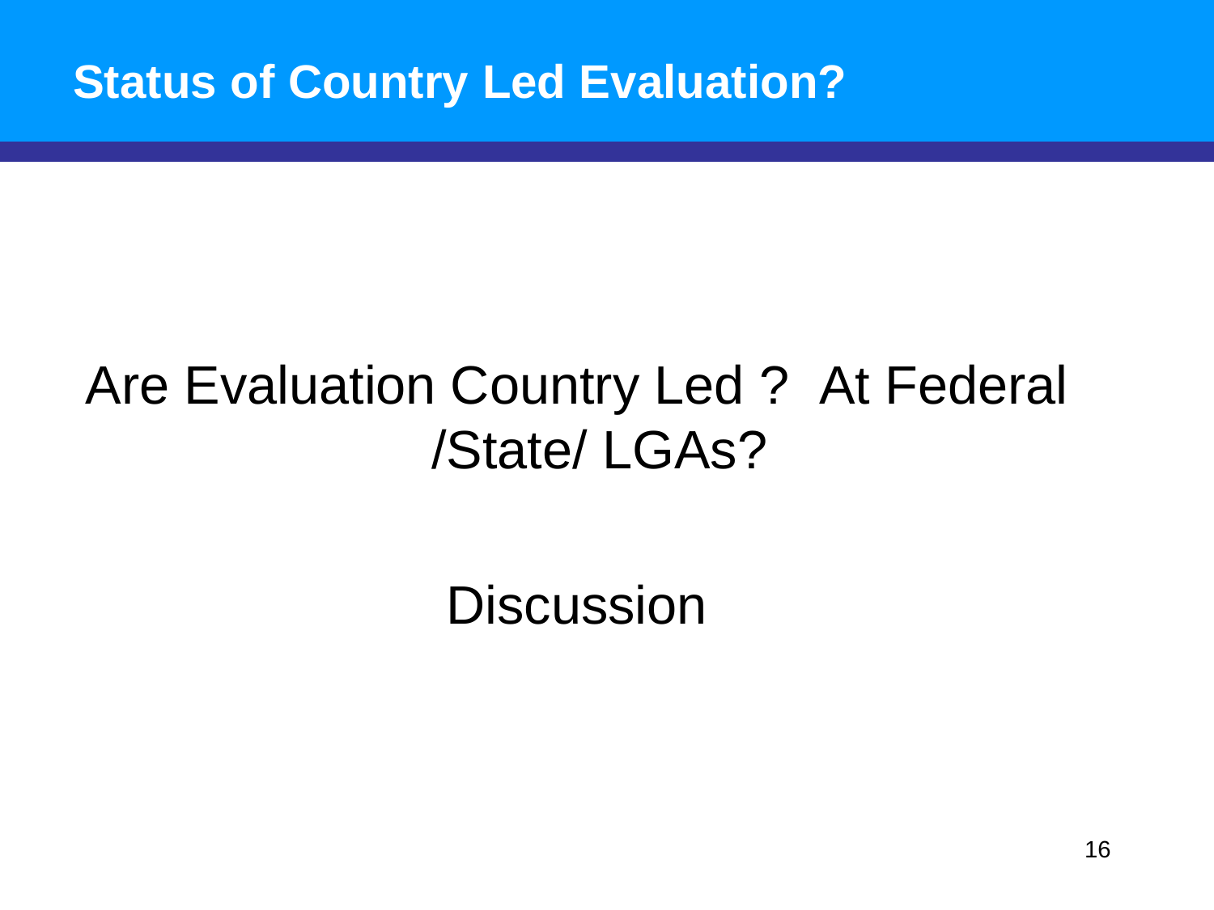# Status of Country Led Evaluation?

Are Evaluation Country Led ? At Federal /State/ LGAs?

Discussion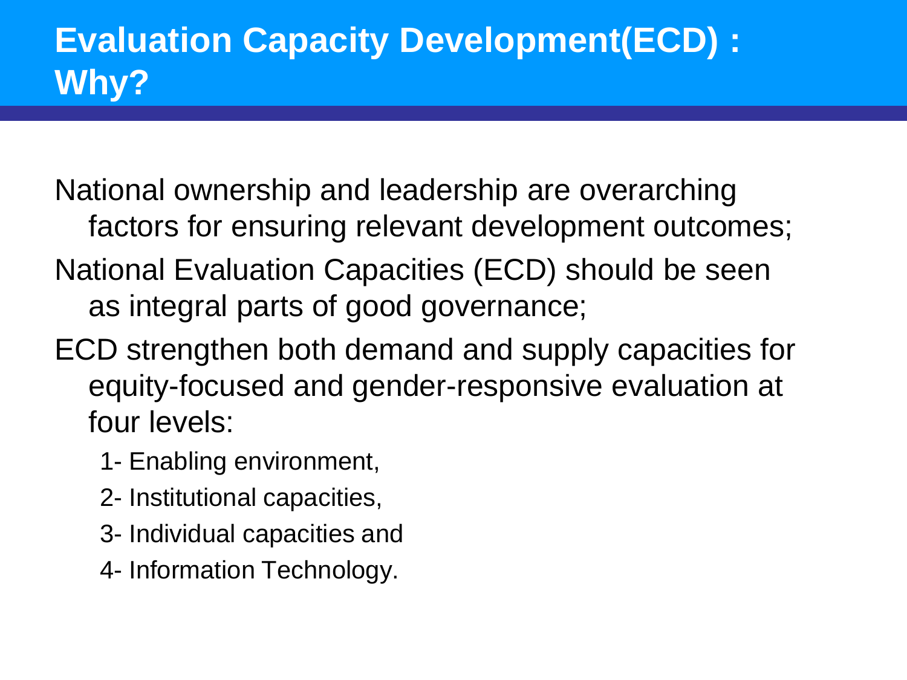# Evaluation Capacity Development(ECD) : Why?

National ownership and leadership are overarching factors for ensuring relevant development outcomes;

National Evaluation Capacities (ECD) should be seen as integral parts of good governance;

ECD strengthen both demand and supply capacities for equity-focused and gender-responsive evaluation at four levels:

1- Enabling environment,

2- Institutional capacities,

3- Individual capacities and

4- Information Technology.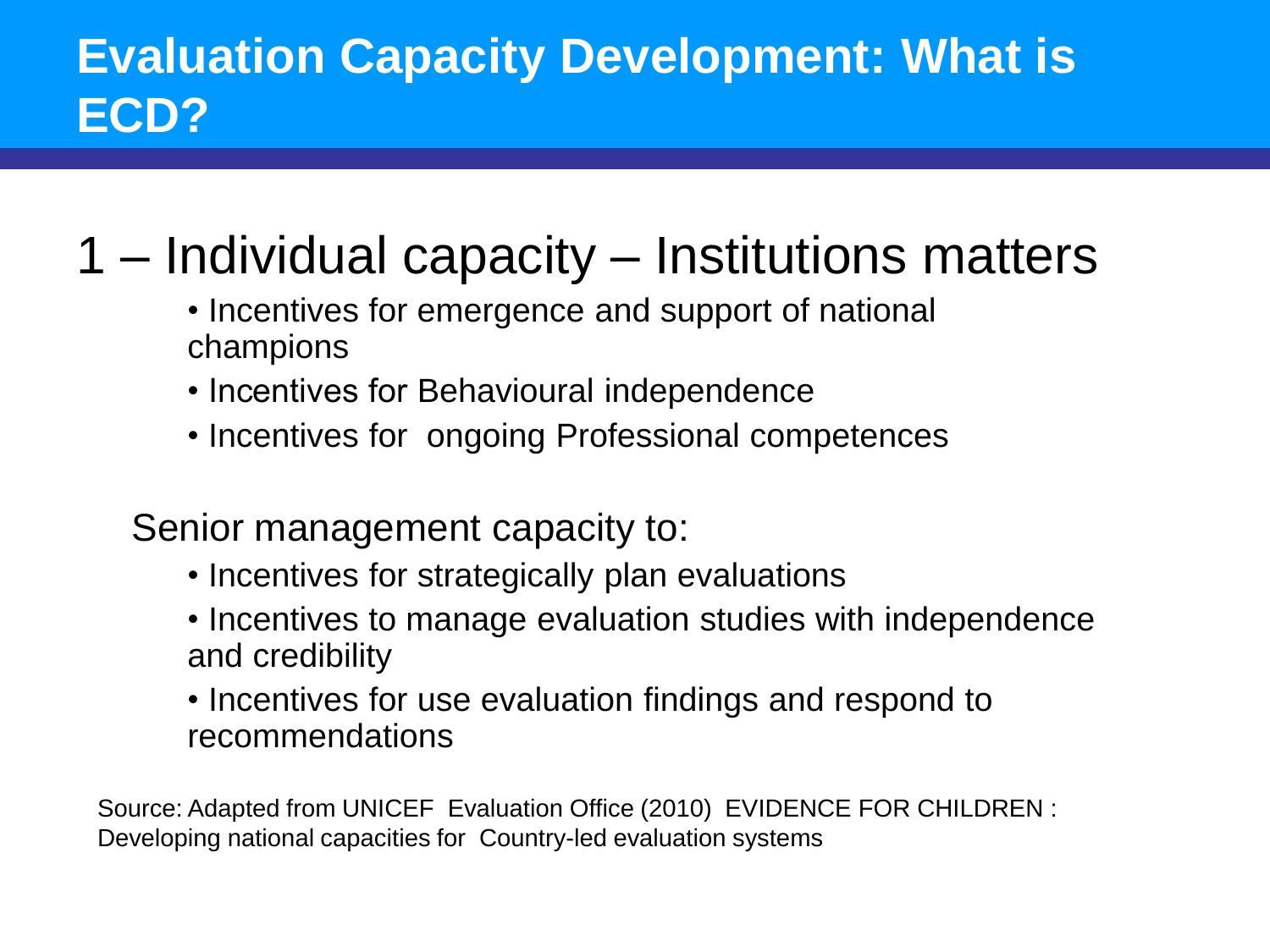# Evaluation Capacity Development: What is ECD?

## 1 – Individual capacity – Institutions matters

- Incentives for emergence and support of national champions
- Incentives for Behavioural independence
- Incentives for ongoing Professional competences

Senior management capacity to:

- Incentives for strategically plan evaluations
- Incentives to manage evaluation studies with independence and credibility
- Incentives for use evaluation findings and respond to recommendations

Source: Adapted from UNICEF Evaluation Office (2010) EVIDENCE FOR CHILDREN : Developing national capacities for Country-led evaluation systems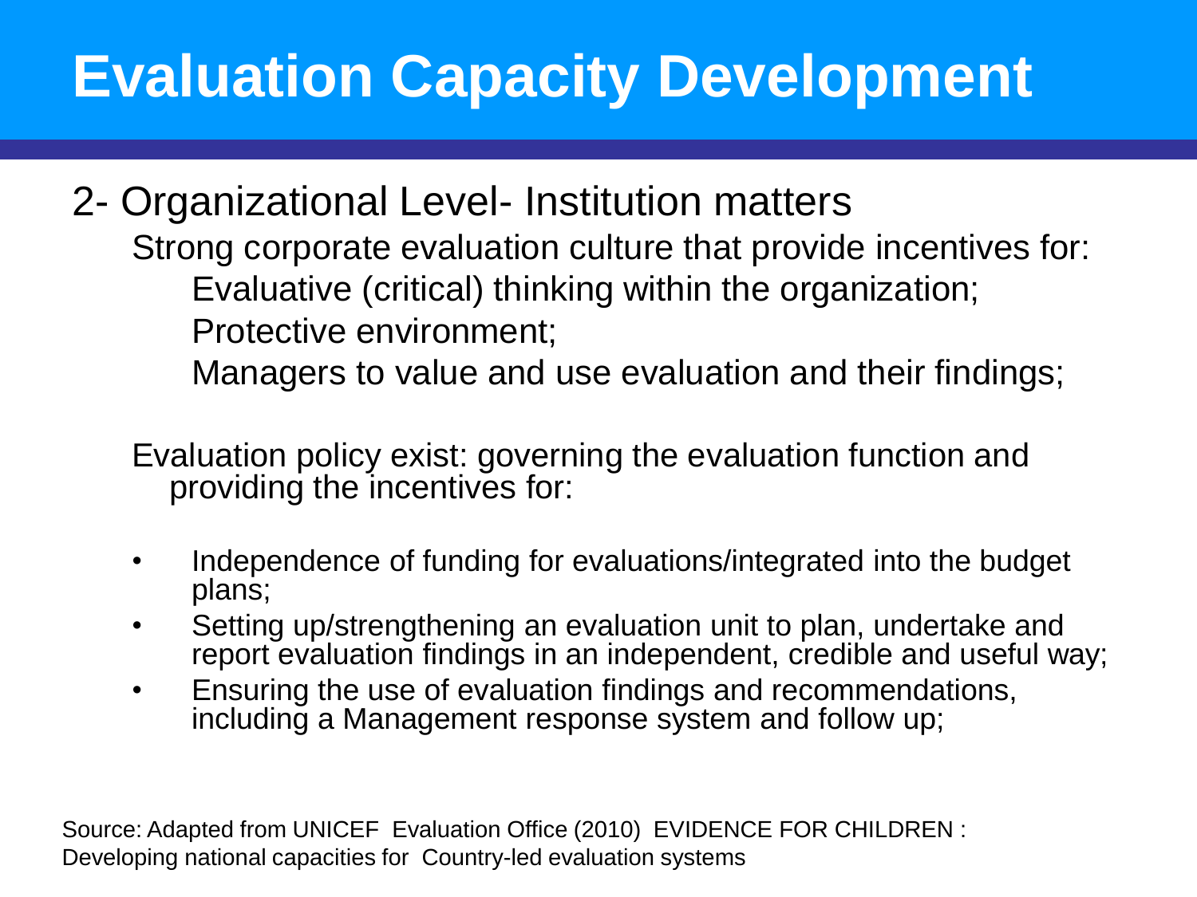# Evaluation Capacity Development

## 2- Organizational Level- Institution matters

Strong corporate evaluation culture that provide incentives for:

Evaluative (critical) thinking within the organization;

Protective environment;

Managers to value and use evaluation and their findings;

Evaluation policy exist: governing the evaluation function and providing the incentives for:

- Independence of funding for evaluations/integrated into the budget plans;
- Setting up/strengthening an evaluation unit to plan, undertake and report evaluation findings in an independent, credible and useful way;
- Ensuring the use of evaluation findings and recommendations, including a Management response system and follow up;

Source: Adapted from UNICEF Evaluation Office (2010) EVIDENCE FOR CHILDREN : Developing national capacities for Country-led evaluation systems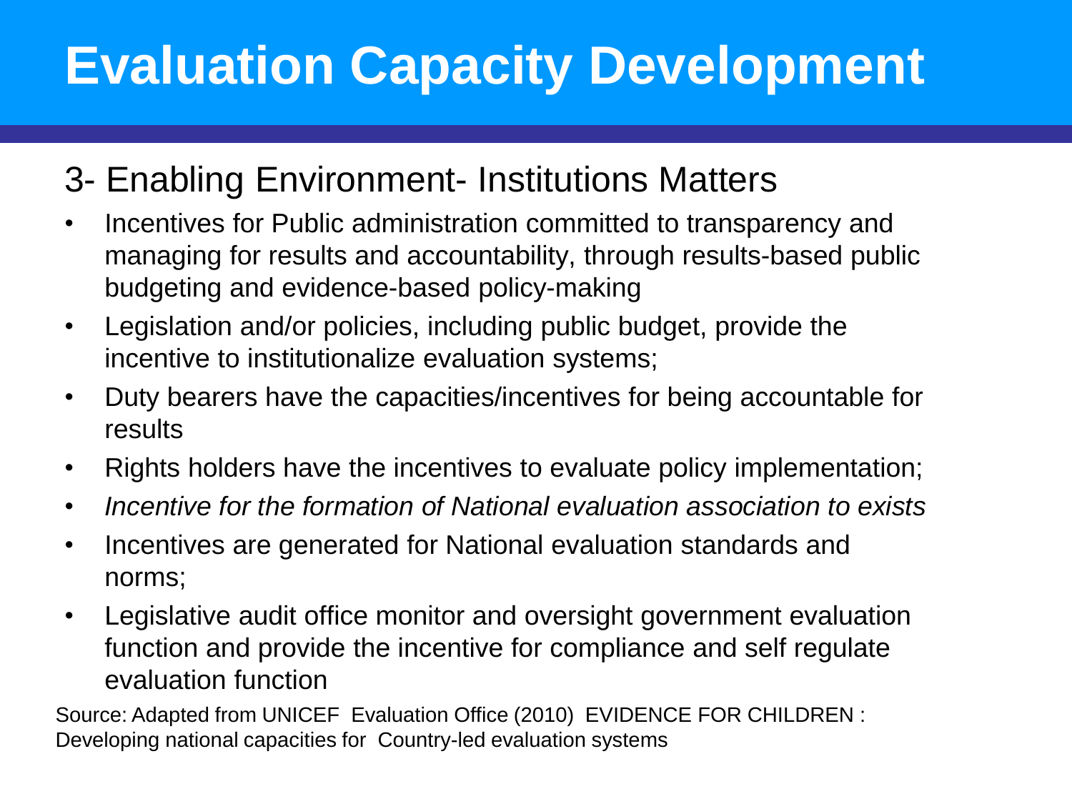# Evaluation Capacity Development

## 3- Enabling Environment- Institutions Matters

- Incentives for Public administration committed to transparency and managing for results and accountability, through results-based public budgeting and evidence-based policy-making
- Legislation and/or policies, including public budget, provide the incentive to institutionalize evaluation systems;
- Duty bearers have the capacities/incentives for being accountable for results
- Rights holders have the incentives to evaluate policy implementation;
- *Incentive for the formation of National evaluation association to exists*
- Incentives are generated for National evaluation standards and norms;
- Legislative audit office monitor and oversight government evaluation function and provide the incentive for compliance and self regulate evaluation function

Source: Adapted from UNICEF Evaluation Office (2010) EVIDENCE FOR CHILDREN : Developing national capacities for Country-led evaluation systems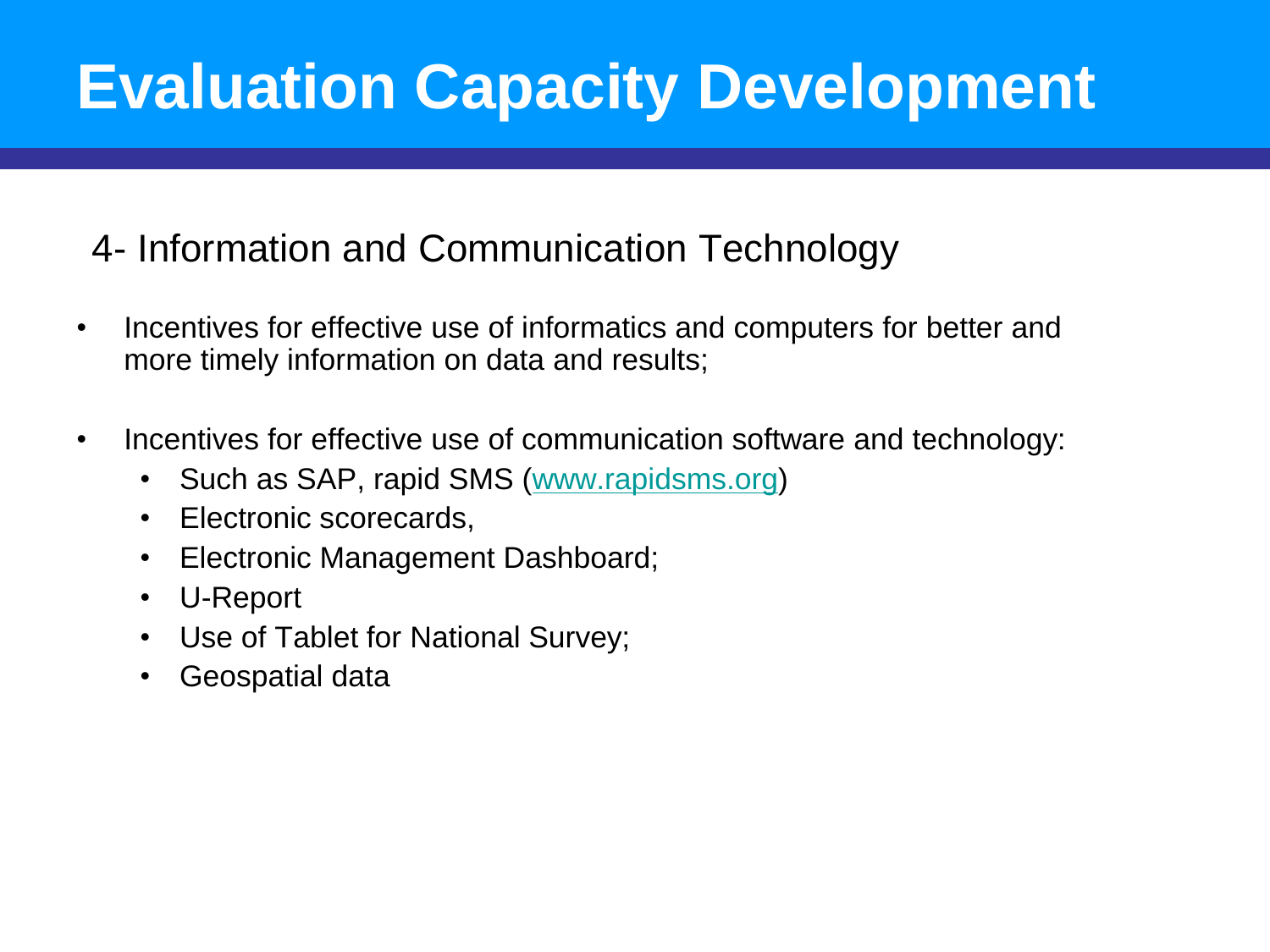# Evaluation Capacity Development

## 4- Information and Communication Technology

- Incentives for effective use of informatics and computers for better and more timely information on data and results;

- Incentives for effective use of communication software and technology:
  - Such as SAP, rapid SMS ([www.rapidsms.org](http://www.rapidsms.org))
  - Electronic scorecards,
  - Electronic Management Dashboard;
  - U-Report
  - Use of Tablet for National Survey;
  - Geospatial data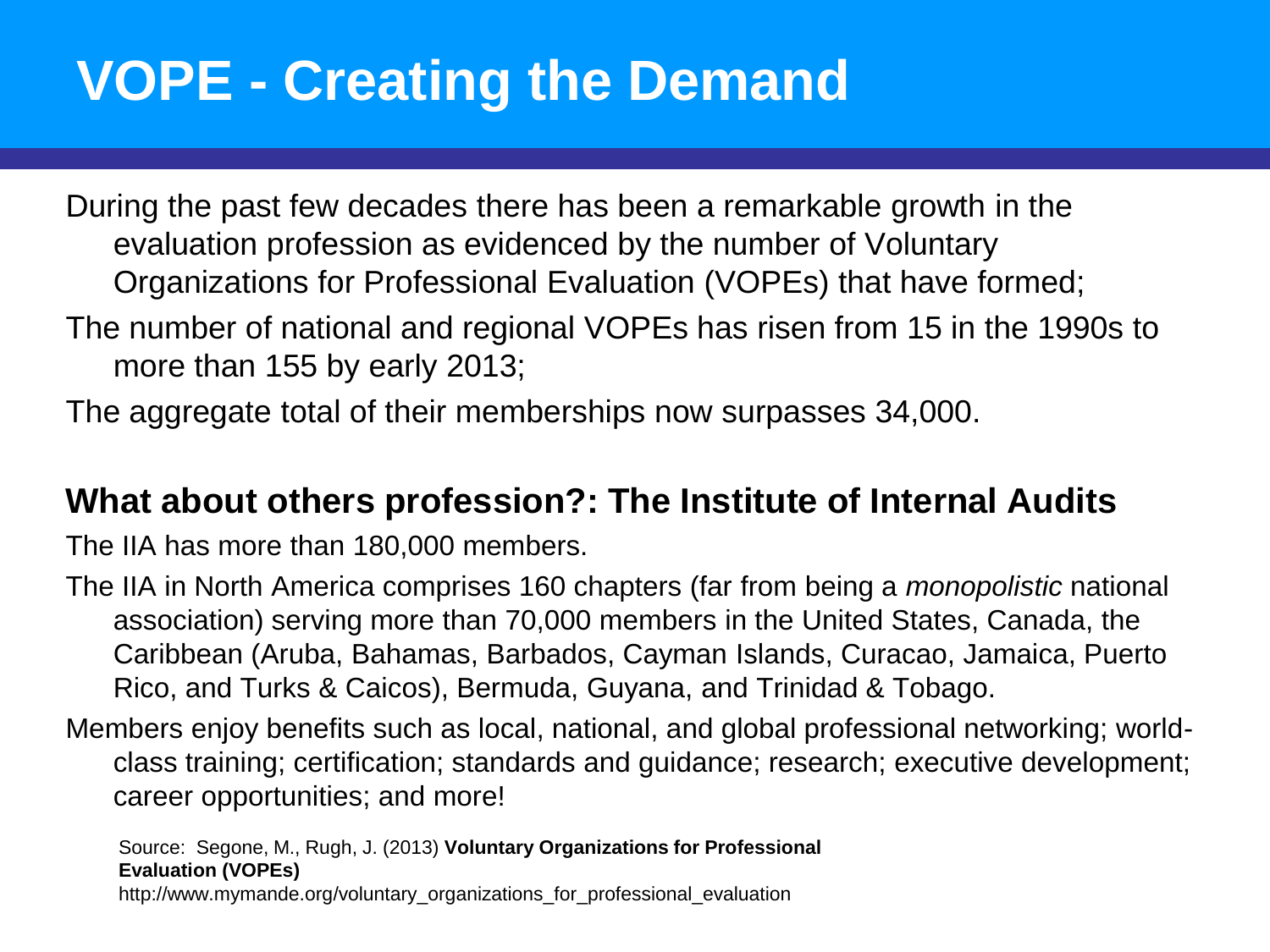# VOPE - Creating the Demand

- During the past few decades there has been a remarkable growth in the evaluation profession as evidenced by the number of Voluntary Organizations for Professional Evaluation (VOPEs) that have formed;
- The number of national and regional VOPEs has risen from 15 in the 1990s to more than 155 by early 2013;
- The aggregate total of their memberships now surpasses 34,000.

## What about others profession?: The Institute of Internal Audits

- The IIA has more than 180,000 members.
- The IIA in North America comprises 160 chapters (far from being a *monopolistic* national association) serving more than 70,000 members in the United States, Canada, the Caribbean (Aruba, Bahamas, Barbados, Cayman Islands, Curacao, Jamaica, Puerto Rico, and Turks & Caicos), Bermuda, Guyana, and Trinidad & Tobago.
- Members enjoy benefits such as local, national, and global professional networking; world-class training; certification; standards and guidance; research; executive development; career opportunities; and more!

Source: Segone, M., Rugh, J. (2013) **Voluntary Organizations for Professional Evaluation (VOPEs)**
http://www.mymande.org/voluntary_organizations_for_professional_evaluation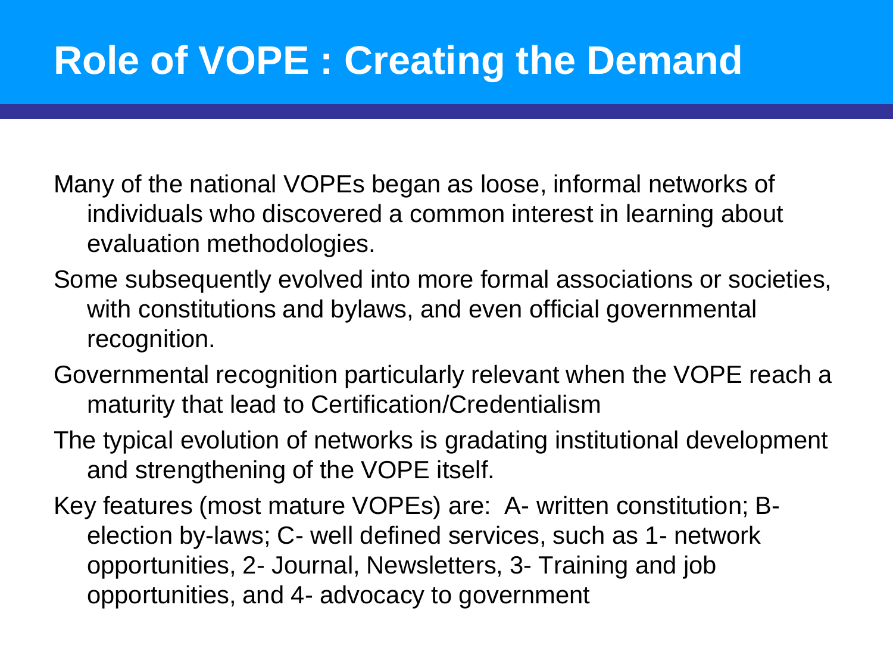# Role of VOPE : Creating the Demand

Many of the national VOPEs began as loose, informal networks of individuals who discovered a common interest in learning about evaluation methodologies.

Some subsequently evolved into more formal associations or societies, with constitutions and bylaws, and even official governmental recognition.

Governmental recognition particularly relevant when the VOPE reach a maturity that lead to Certification/Credentialism

The typical evolution of networks is gradating institutional development and strengthening of the VOPE itself.

Key features (most mature VOPEs) are: A- written constitution; B- election by-laws; C- well defined services, such as 1- network opportunities, 2- Journal, Newsletters, 3- Training and job opportunities, and 4- advocacy to government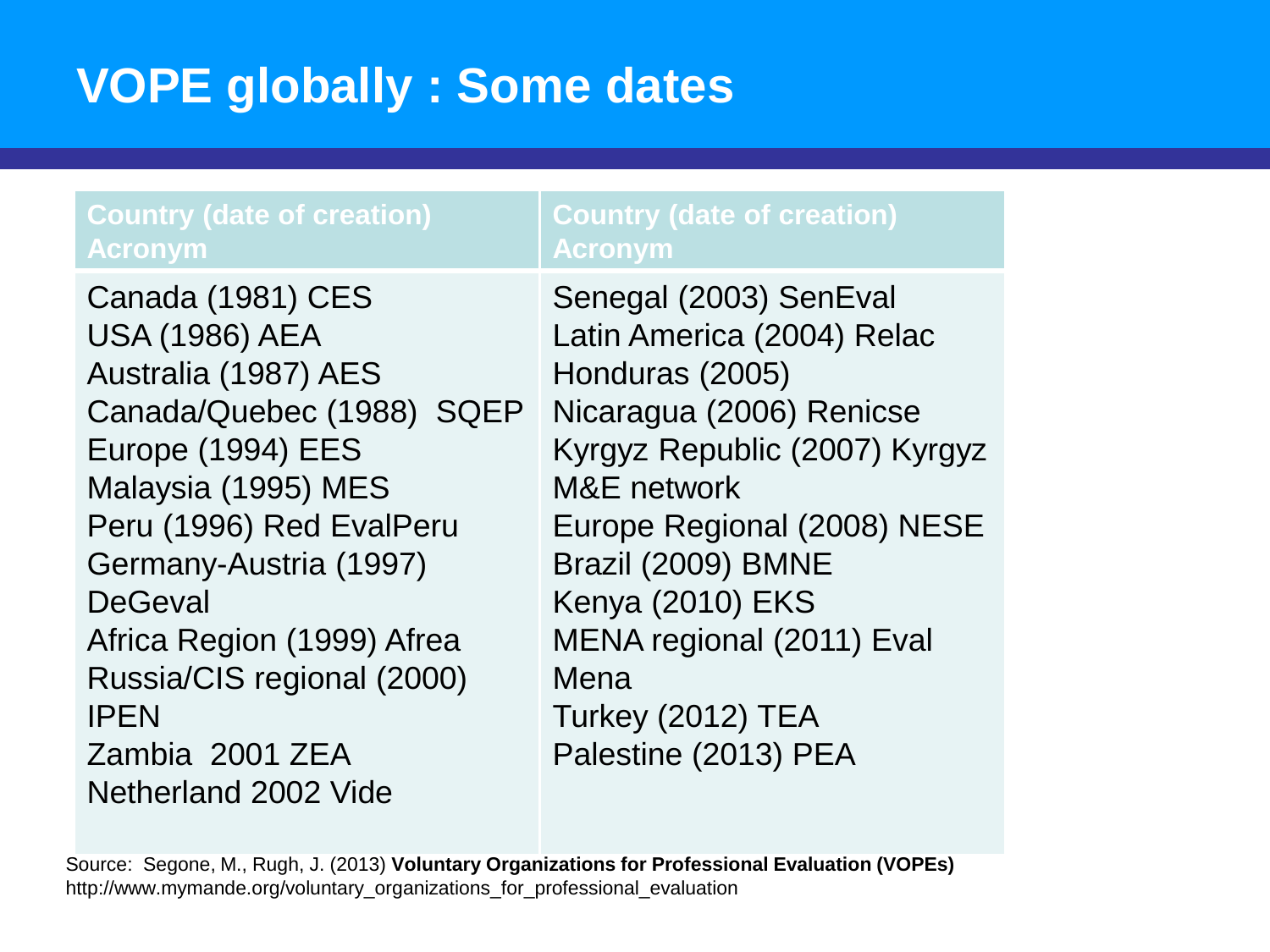# VOPE globally : Some dates

| Country (date of creation) Acronym | Country (date of creation) Acronym |
| --- | --- |
| Canada (1981) CES<br>USA (1986) AEA<br>Australia (1987) AES<br>Canada/Quebec (1988) SQEP<br>Europe (1994) EES<br>Malaysia (1995) MES<br>Peru (1996) Red EvalPeru<br>Germany-Austria (1997) DeGeval<br>Africa Region (1999) Afrea<br>Russia/CIS regional (2000) IPEN<br>Zambia 2001 ZEA<br>Netherland 2002 Vide | Senegal (2003) SenEval<br>Latin America (2004) Relac<br>Honduras (2005)<br>Nicaragua (2006) Renicse<br>Kyrgyz Republic (2007) Kyrgyz M&E network<br>Europe Regional (2008) NESE<br>Brazil (2009) BMNE<br>Kenya (2010) EKS<br>MENA regional (2011) Eval Mena<br>Turkey (2012) TEA<br>Palestine (2013) PEA |

Source: Segone, M., Rugh, J. (2013) **Voluntary Organizations for Professional Evaluation (VOPEs)**
http://www.mymande.org/voluntary_organizations_for_professional_evaluation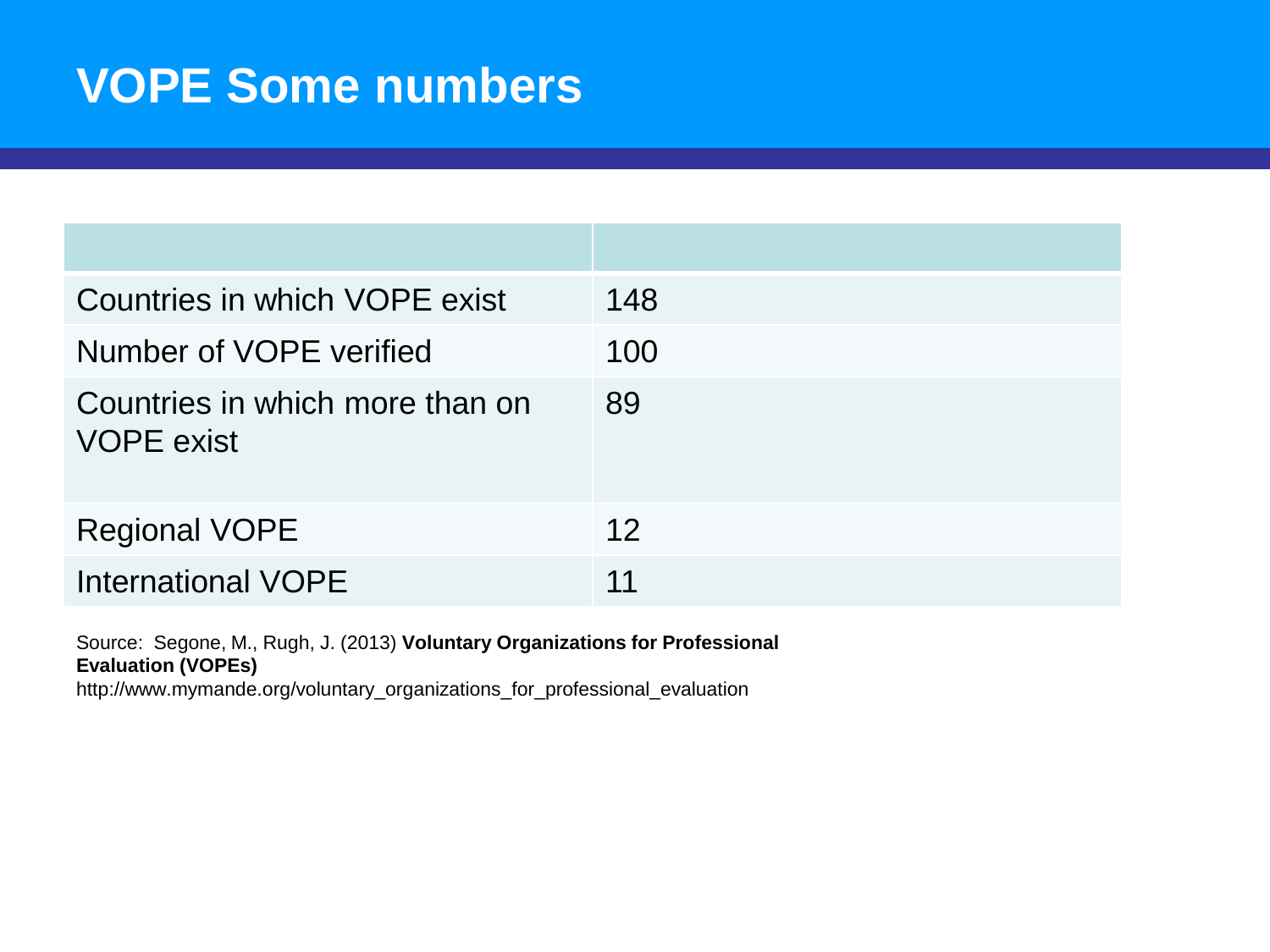# VOPE Some numbers

| | |
|---|---|
| Countries in which VOPE exist | 148 |
| Number of VOPE verified | 100 |
| Countries in which more than on VOPE exist | 89 |
| Regional VOPE | 12 |
| International VOPE | 11 |

Source: Segone, M., Rugh, J. (2013) **Voluntary Organizations for Professional Evaluation (VOPEs)**
http://www.mymande.org/voluntary_organizations_for_professional_evaluation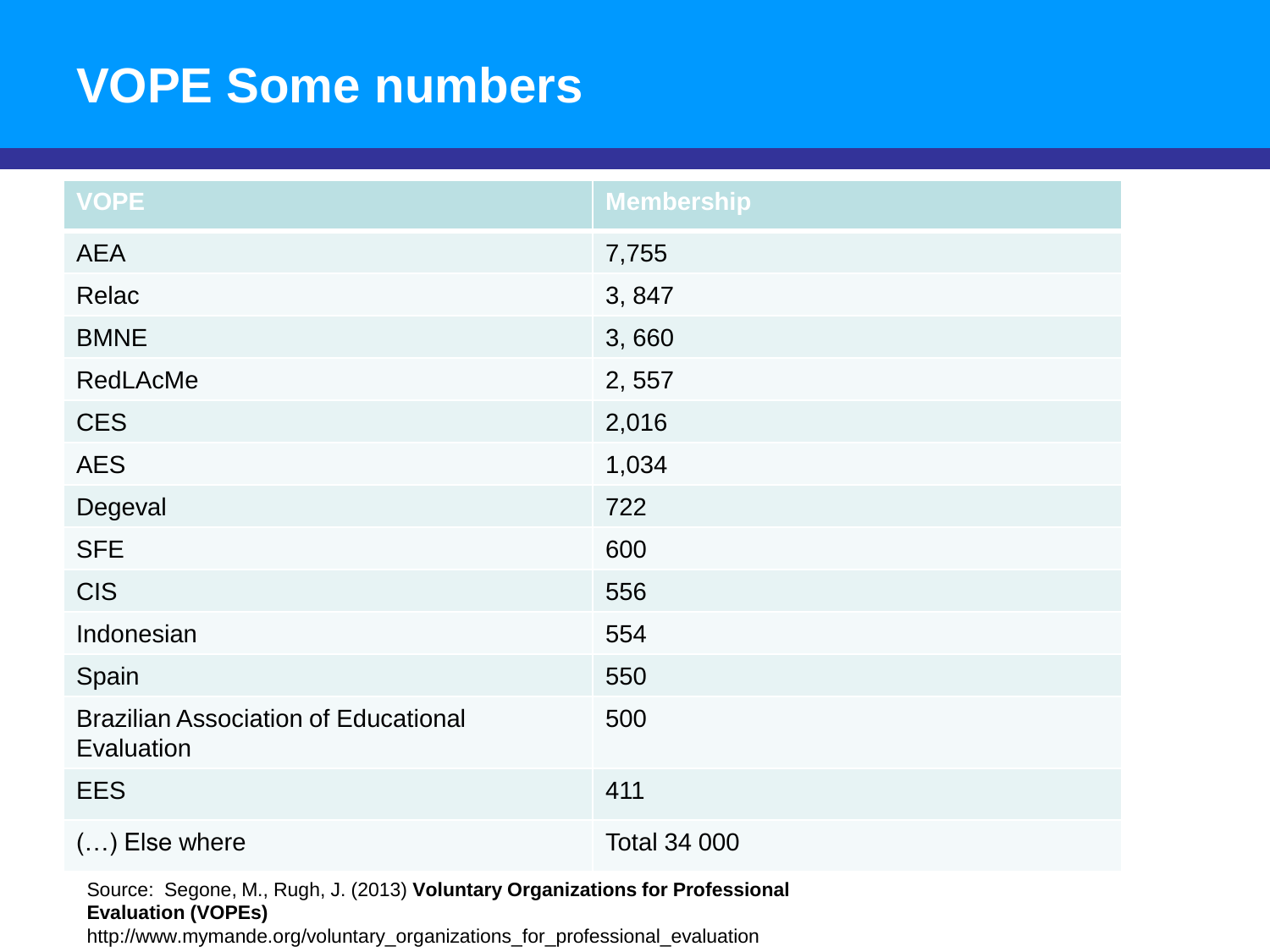# VOPE Some numbers

| VOPE | Membership |
|---|---|
| AEA | 7,755 |
| Relac | 3, 847 |
| BMNE | 3, 660 |
| RedLAcMe | 2, 557 |
| CES | 2,016 |
| AES | 1,034 |
| Degeval | 722 |
| SFE | 600 |
| CIS | 556 |
| Indonesian | 554 |
| Spain | 550 |
| Brazilian Association of Educational Evaluation | 500 |
| EES | 411 |
| (…) Else where | Total 34 000 |

Source: Segone, M., Rugh, J. (2013) **Voluntary Organizations for Professional Evaluation (VOPEs)**
http://www.mymande.org/voluntary_organizations_for_professional_evaluation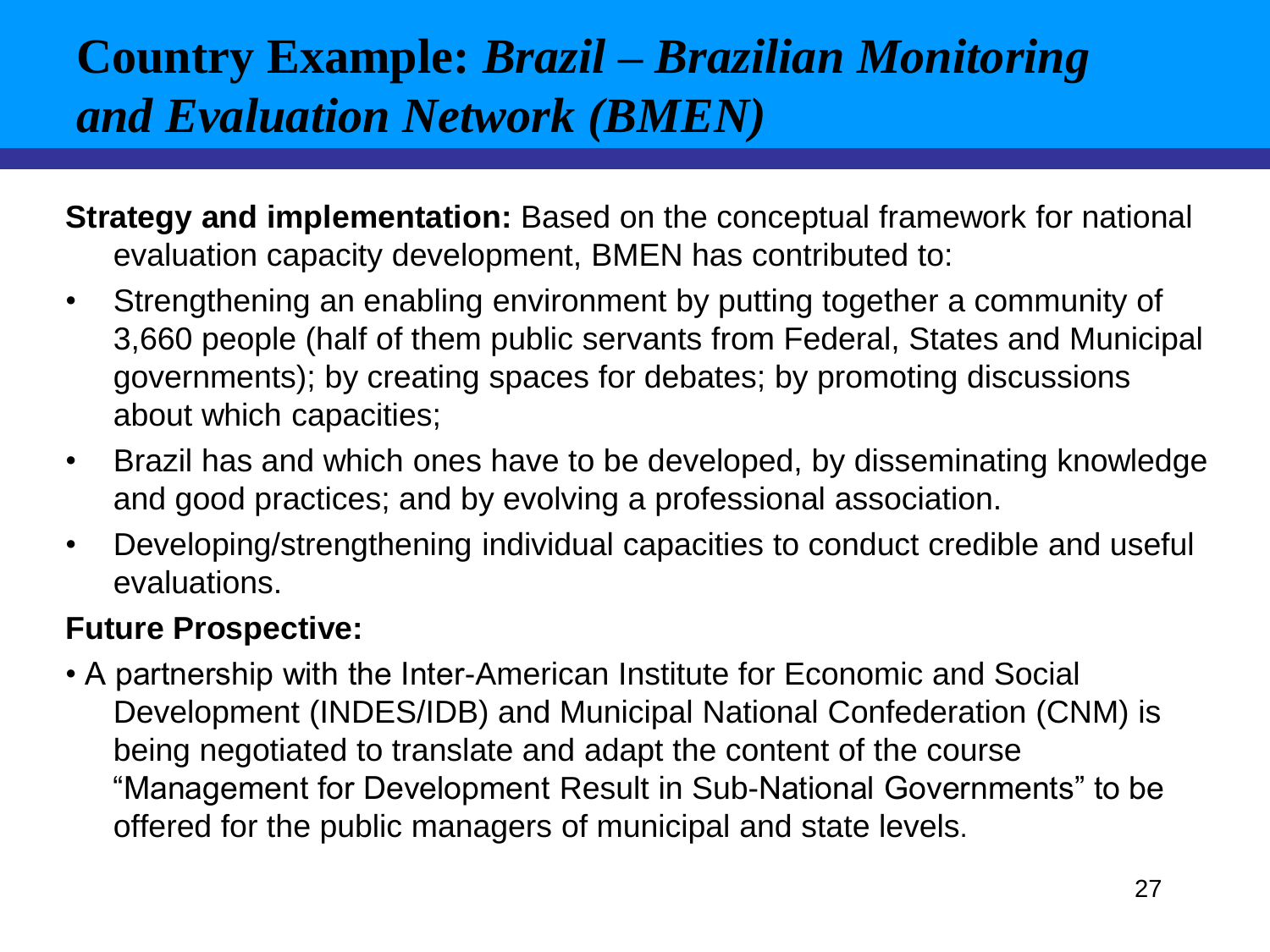# Country Example: *Brazil – Brazilian Monitoring and Evaluation Network (BMEN)*

**Strategy and implementation:** Based on the conceptual framework for national evaluation capacity development, BMEN has contributed to:

- Strengthening an enabling environment by putting together a community of 3,660 people (half of them public servants from Federal, States and Municipal governments); by creating spaces for debates; by promoting discussions about which capacities;
- Brazil has and which ones have to be developed, by disseminating knowledge and good practices; and by evolving a professional association.
- Developing/strengthening individual capacities to conduct credible and useful evaluations.

**Future Prospective:**

- A partnership with the Inter-American Institute for Economic and Social Development (INDES/IDB) and Municipal National Confederation (CNM) is being negotiated to translate and adapt the content of the course “Management for Development Result in Sub-National Governments” to be offered for the public managers of municipal and state levels.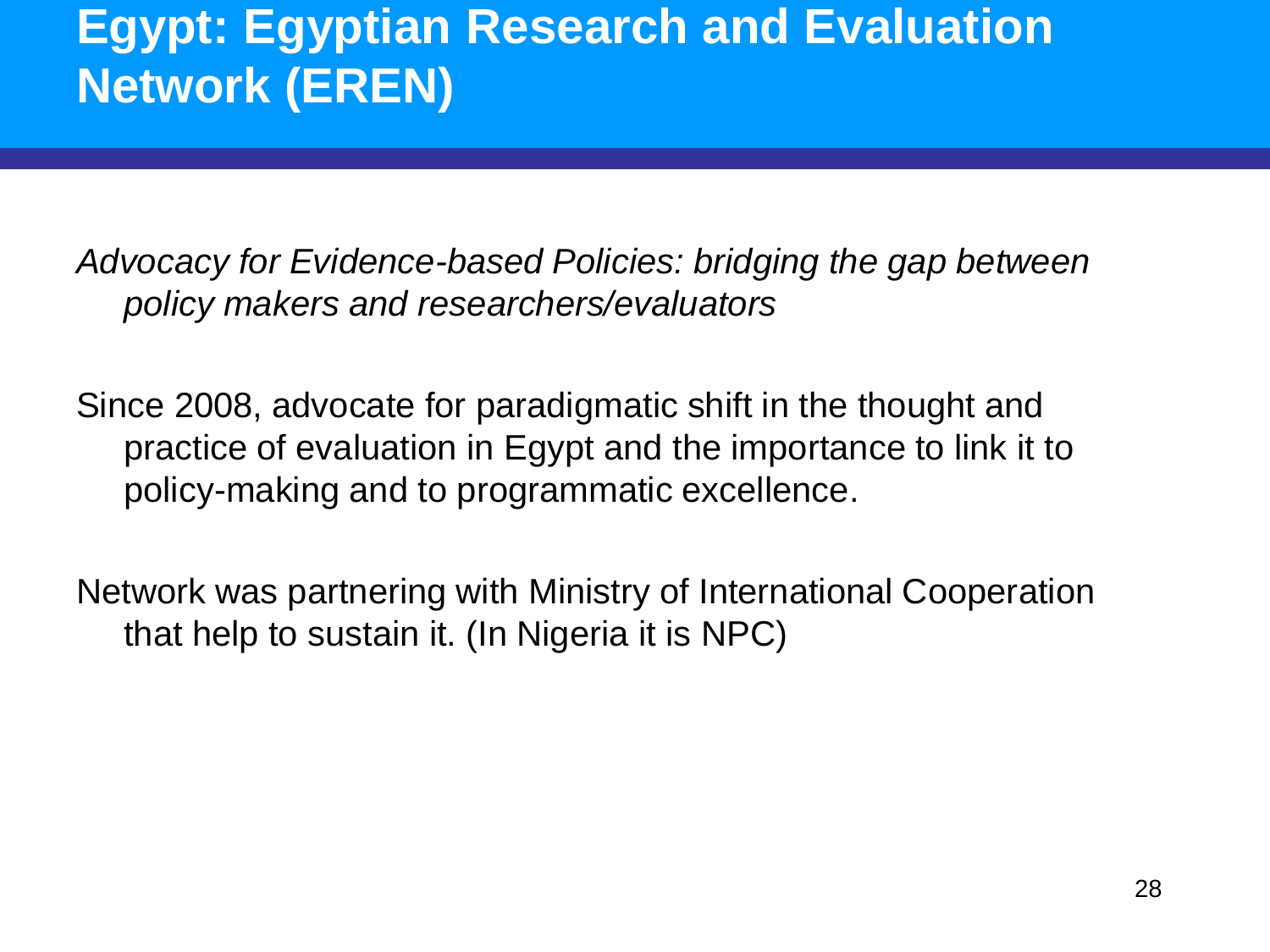# Egypt: Egyptian Research and Evaluation Network (EREN)

*Advocacy for Evidence-based Policies: bridging the gap between policy makers and researchers/evaluators*

Since 2008, advocate for paradigmatic shift in the thought and practice of evaluation in Egypt and the importance to link it to policy-making and to programmatic excellence.

Network was partnering with Ministry of International Cooperation that help to sustain it. (In Nigeria it is NPC)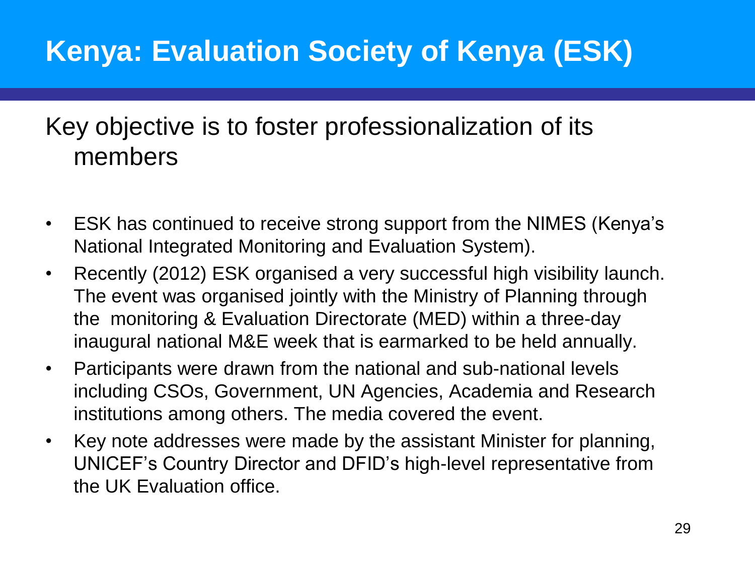# Kenya: Evaluation Society of Kenya (ESK)

Key objective is to foster professionalization of its members

- ESK has continued to receive strong support from the NIMES (Kenya's National Integrated Monitoring and Evaluation System).
- Recently (2012) ESK organised a very successful high visibility launch. The event was organised jointly with the Ministry of Planning through the monitoring & Evaluation Directorate (MED) within a three-day inaugural national M&E week that is earmarked to be held annually.
- Participants were drawn from the national and sub-national levels including CSOs, Government, UN Agencies, Academia and Research institutions among others. The media covered the event.
- Key note addresses were made by the assistant Minister for planning, UNICEF's Country Director and DFID's high-level representative from the UK Evaluation office.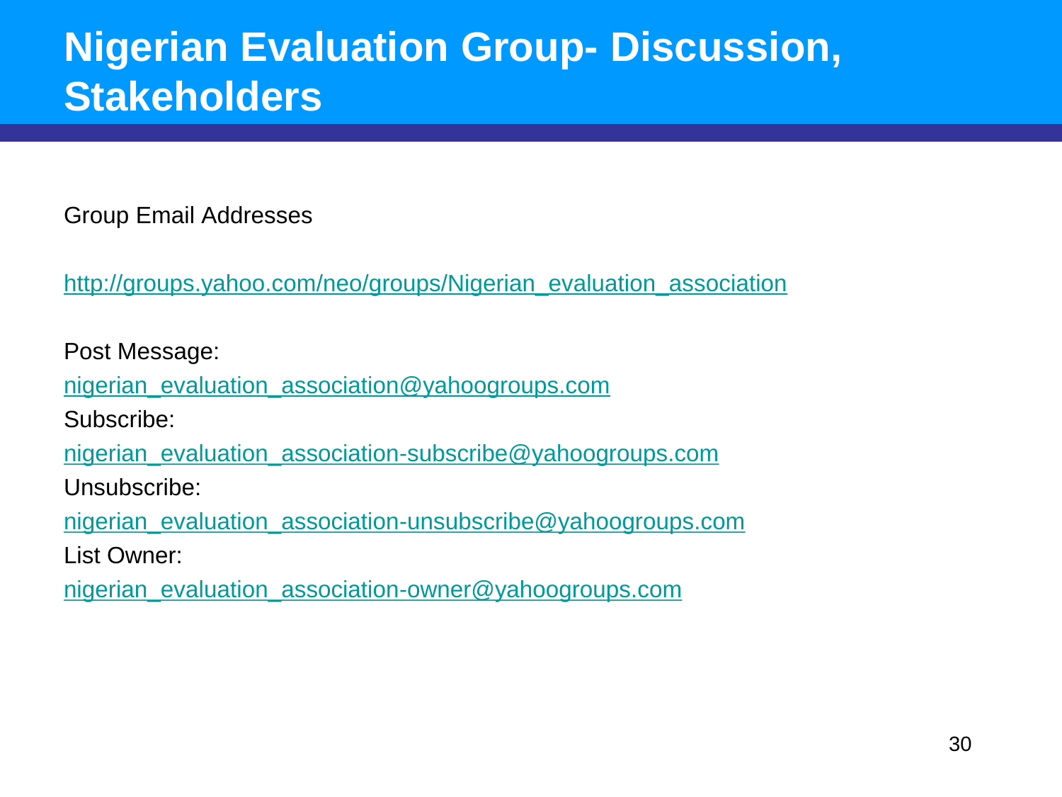# Nigerian Evaluation Group- Discussion, Stakeholders

Group Email Addresses

http://groups.yahoo.com/neo/groups/Nigerian_evaluation_association

Post Message:

nigerian_evaluation_association@yahoogroups.com

Subscribe:

nigerian_evaluation_association-subscribe@yahoogroups.com

Unsubscribe:

nigerian_evaluation_association-unsubscribe@yahoogroups.com

List Owner:

nigerian_evaluation_association-owner@yahoogroups.com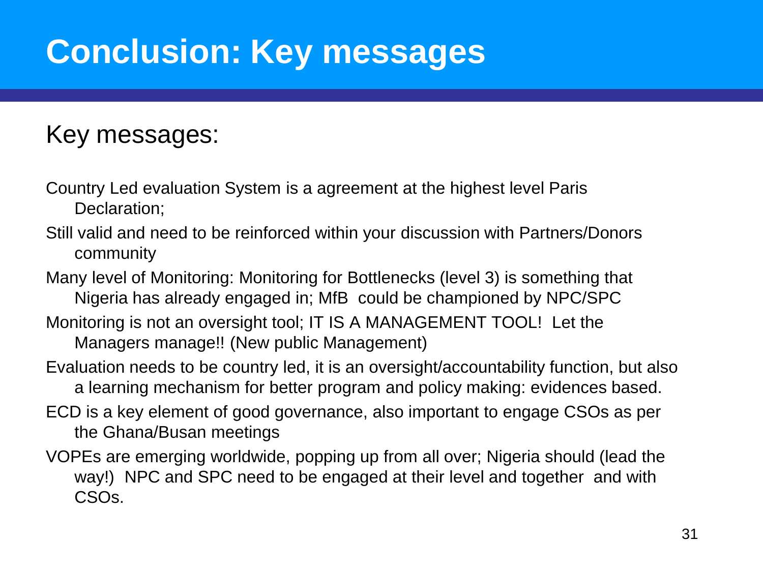# Conclusion: Key messages

## Key messages:

- Country Led evaluation System is a agreement at the highest level Paris Declaration;
- Still valid and need to be reinforced within your discussion with Partners/Donors community
- Many level of Monitoring: Monitoring for Bottlenecks (level 3) is something that Nigeria has already engaged in; MfB could be championed by NPC/SPC
- Monitoring is not an oversight tool; IT IS A MANAGEMENT TOOL! Let the Managers manage!! (New public Management)
- Evaluation needs to be country led, it is an oversight/accountability function, but also a learning mechanism for better program and policy making: evidences based.
- ECD is a key element of good governance, also important to engage CSOs as per the Ghana/Busan meetings
- VOPEs are emerging worldwide, popping up from all over; Nigeria should (lead the way!) NPC and SPC need to be engaged at their level and together and with CSOs.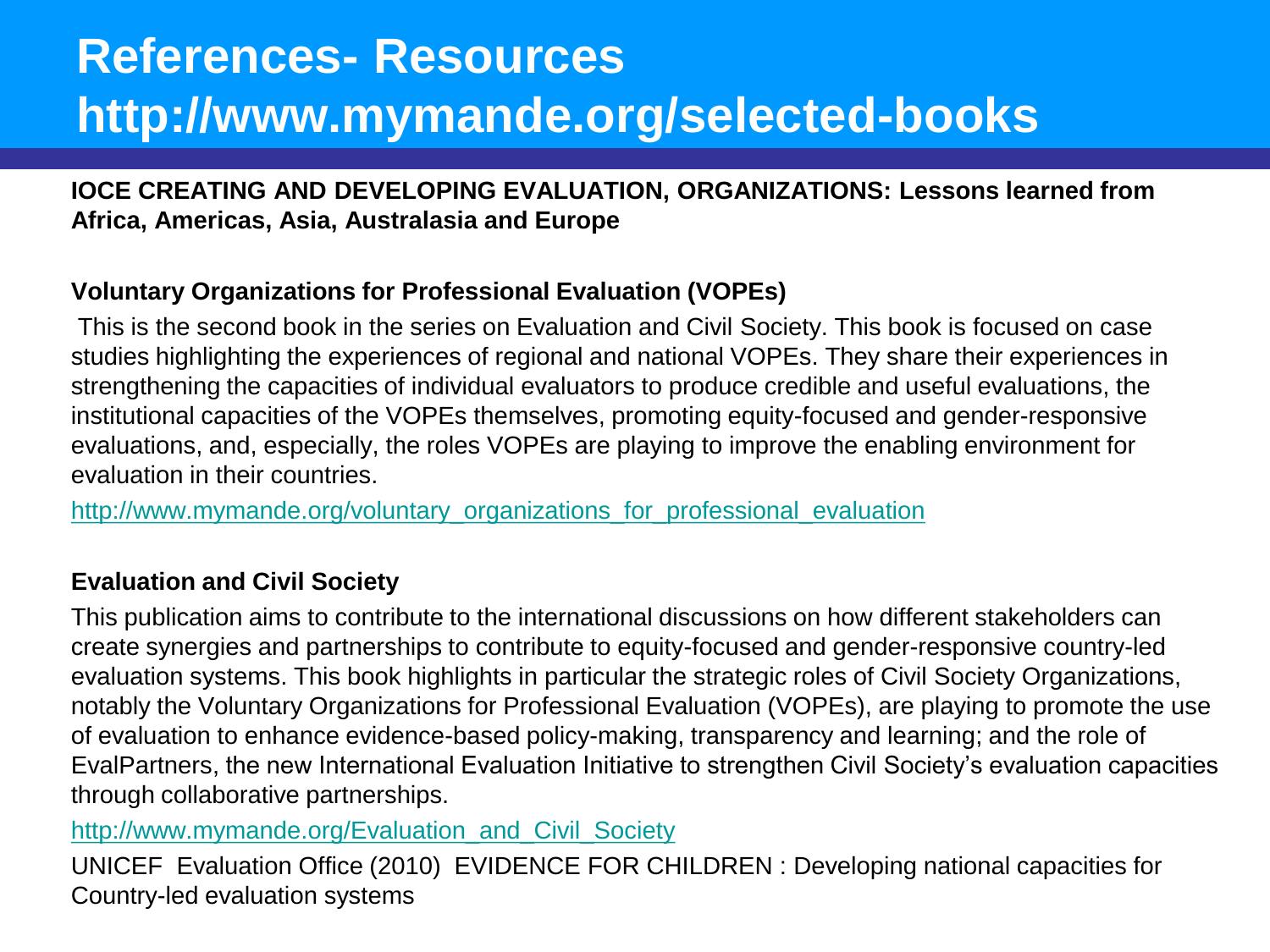# References- Resources http://www.mymande.org/selected-books

**IOCE CREATING AND DEVELOPING EVALUATION, ORGANIZATIONS: Lessons learned from Africa, Americas, Asia, Australasia and Europe**

**Voluntary Organizations for Professional Evaluation (VOPEs)**

This is the second book in the series on Evaluation and Civil Society. This book is focused on case studies highlighting the experiences of regional and national VOPEs. They share their experiences in strengthening the capacities of individual evaluators to produce credible and useful evaluations, the institutional capacities of the VOPEs themselves, promoting equity-focused and gender-responsive evaluations, and, especially, the roles VOPEs are playing to improve the enabling environment for evaluation in their countries.

http://www.mymande.org/voluntary_organizations_for_professional_evaluation

**Evaluation and Civil Society**

This publication aims to contribute to the international discussions on how different stakeholders can create synergies and partnerships to contribute to equity-focused and gender-responsive country-led evaluation systems. This book highlights in particular the strategic roles of Civil Society Organizations, notably the Voluntary Organizations for Professional Evaluation (VOPEs), are playing to promote the use of evaluation to enhance evidence-based policy-making, transparency and learning; and the role of EvalPartners, the new International Evaluation Initiative to strengthen Civil Society's evaluation capacities through collaborative partnerships.

http://www.mymande.org/Evaluation_and_Civil_Society

UNICEF Evaluation Office (2010) EVIDENCE FOR CHILDREN : Developing national capacities for Country-led evaluation systems